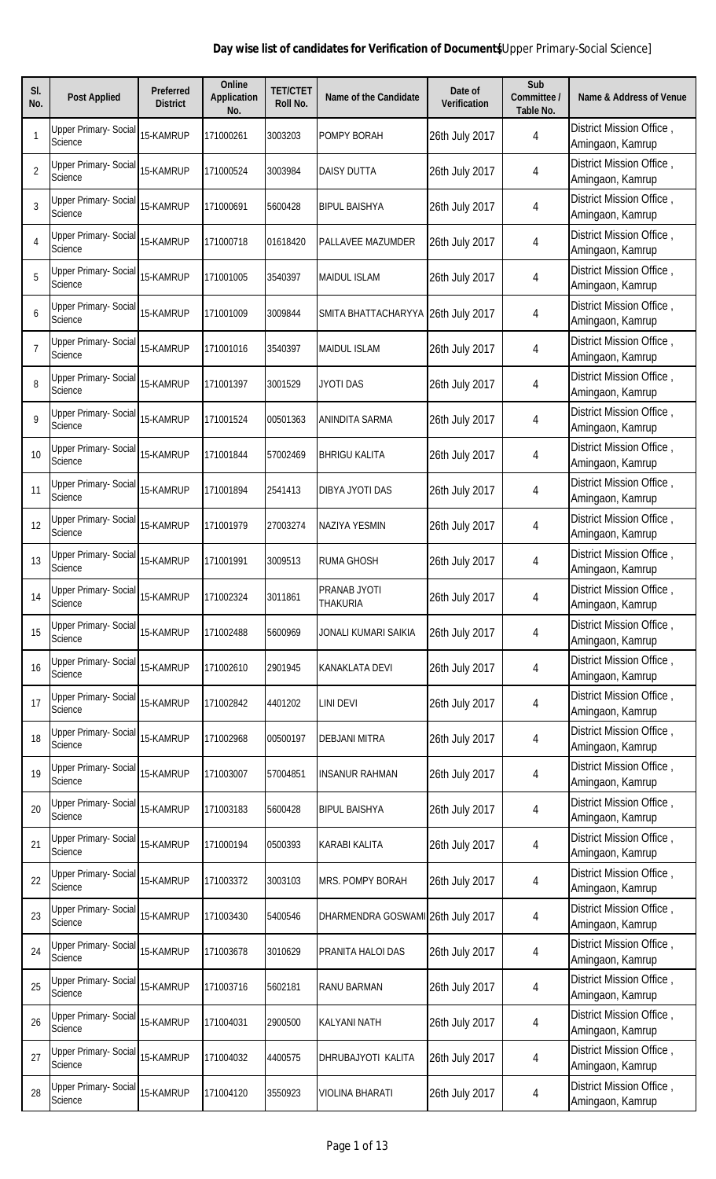**Day wise list of candidates for Verification of Documents**[Upper Primary-Social Science]

| Sl. No. | Post Applied | Preferred District | Online Application No. | TET/CTET Roll No. | Name of the Candidate | Date of Verification | Sub Committee / Table No. | Name & Address of Venue |
|---|---|---|---|---|---|---|---|---|
| 1 | Upper Primary- Social Science | 15-KAMRUP | 171000261 | 3003203 | POMPY BORAH | 26th July 2017 | 4 | District Mission Office , Amingaon, Kamrup |
| 2 | Upper Primary- Social Science | 15-KAMRUP | 171000524 | 3003984 | DAISY DUTTA | 26th July 2017 | 4 | District Mission Office , Amingaon, Kamrup |
| 3 | Upper Primary- Social Science | 15-KAMRUP | 171000691 | 5600428 | BIPUL BAISHYA | 26th July 2017 | 4 | District Mission Office , Amingaon, Kamrup |
| 4 | Upper Primary- Social Science | 15-KAMRUP | 171000718 | 01618420 | PALLAVEE MAZUMDER | 26th July 2017 | 4 | District Mission Office , Amingaon, Kamrup |
| 5 | Upper Primary- Social Science | 15-KAMRUP | 171001005 | 3540397 | MAIDUL ISLAM | 26th July 2017 | 4 | District Mission Office , Amingaon, Kamrup |
| 6 | Upper Primary- Social Science | 15-KAMRUP | 171001009 | 3009844 | SMITA BHATTACHARYYA | 26th July 2017 | 4 | District Mission Office , Amingaon, Kamrup |
| 7 | Upper Primary- Social Science | 15-KAMRUP | 171001016 | 3540397 | MAIDUL ISLAM | 26th July 2017 | 4 | District Mission Office , Amingaon, Kamrup |
| 8 | Upper Primary- Social Science | 15-KAMRUP | 171001397 | 3001529 | JYOTI DAS | 26th July 2017 | 4 | District Mission Office , Amingaon, Kamrup |
| 9 | Upper Primary- Social Science | 15-KAMRUP | 171001524 | 00501363 | ANINDITA SARMA | 26th July 2017 | 4 | District Mission Office , Amingaon, Kamrup |
| 10 | Upper Primary- Social Science | 15-KAMRUP | 171001844 | 57002469 | BHRIGU KALITA | 26th July 2017 | 4 | District Mission Office , Amingaon, Kamrup |
| 11 | Upper Primary- Social Science | 15-KAMRUP | 171001894 | 2541413 | DIBYA JYOTI DAS | 26th July 2017 | 4 | District Mission Office , Amingaon, Kamrup |
| 12 | Upper Primary- Social Science | 15-KAMRUP | 171001979 | 27003274 | NAZIYA YESMIN | 26th July 2017 | 4 | District Mission Office , Amingaon, Kamrup |
| 13 | Upper Primary- Social Science | 15-KAMRUP | 171001991 | 3009513 | RUMA GHOSH | 26th July 2017 | 4 | District Mission Office , Amingaon, Kamrup |
| 14 | Upper Primary- Social Science | 15-KAMRUP | 171002324 | 3011861 | PRANAB JYOTI THAKURIA | 26th July 2017 | 4 | District Mission Office , Amingaon, Kamrup |
| 15 | Upper Primary- Social Science | 15-KAMRUP | 171002488 | 5600969 | JONALI KUMARI SAIKIA | 26th July 2017 | 4 | District Mission Office , Amingaon, Kamrup |
| 16 | Upper Primary- Social Science | 15-KAMRUP | 171002610 | 2901945 | KANAKLATA DEVI | 26th July 2017 | 4 | District Mission Office , Amingaon, Kamrup |
| 17 | Upper Primary- Social Science | 15-KAMRUP | 171002842 | 4401202 | LINI DEVI | 26th July 2017 | 4 | District Mission Office , Amingaon, Kamrup |
| 18 | Upper Primary- Social Science | 15-KAMRUP | 171002968 | 00500197 | DEBJANI MITRA | 26th July 2017 | 4 | District Mission Office , Amingaon, Kamrup |
| 19 | Upper Primary- Social Science | 15-KAMRUP | 171003007 | 57004851 | INSANUR RAHMAN | 26th July 2017 | 4 | District Mission Office , Amingaon, Kamrup |
| 20 | Upper Primary- Social Science | 15-KAMRUP | 171003183 | 5600428 | BIPUL BAISHYA | 26th July 2017 | 4 | District Mission Office , Amingaon, Kamrup |
| 21 | Upper Primary- Social Science | 15-KAMRUP | 171000194 | 0500393 | KARABI KALITA | 26th July 2017 | 4 | District Mission Office , Amingaon, Kamrup |
| 22 | Upper Primary- Social Science | 15-KAMRUP | 171003372 | 3003103 | MRS. POMPY BORAH | 26th July 2017 | 4 | District Mission Office , Amingaon, Kamrup |
| 23 | Upper Primary- Social Science | 15-KAMRUP | 171003430 | 5400546 | DHARMENDRA GOSWAMI | 26th July 2017 | 4 | District Mission Office , Amingaon, Kamrup |
| 24 | Upper Primary- Social Science | 15-KAMRUP | 171003678 | 3010629 | PRANITA HALOI DAS | 26th July 2017 | 4 | District Mission Office , Amingaon, Kamrup |
| 25 | Upper Primary- Social Science | 15-KAMRUP | 171003716 | 5602181 | RANU BARMAN | 26th July 2017 | 4 | District Mission Office , Amingaon, Kamrup |
| 26 | Upper Primary- Social Science | 15-KAMRUP | 171004031 | 2900500 | KALYANI NATH | 26th July 2017 | 4 | District Mission Office , Amingaon, Kamrup |
| 27 | Upper Primary- Social Science | 15-KAMRUP | 171004032 | 4400575 | DHRUBAJYOTI KALITA | 26th July 2017 | 4 | District Mission Office , Amingaon, Kamrup |
| 28 | Upper Primary- Social Science | 15-KAMRUP | 171004120 | 3550923 | VIOLINA BHARATI | 26th July 2017 | 4 | District Mission Office , Amingaon, Kamrup |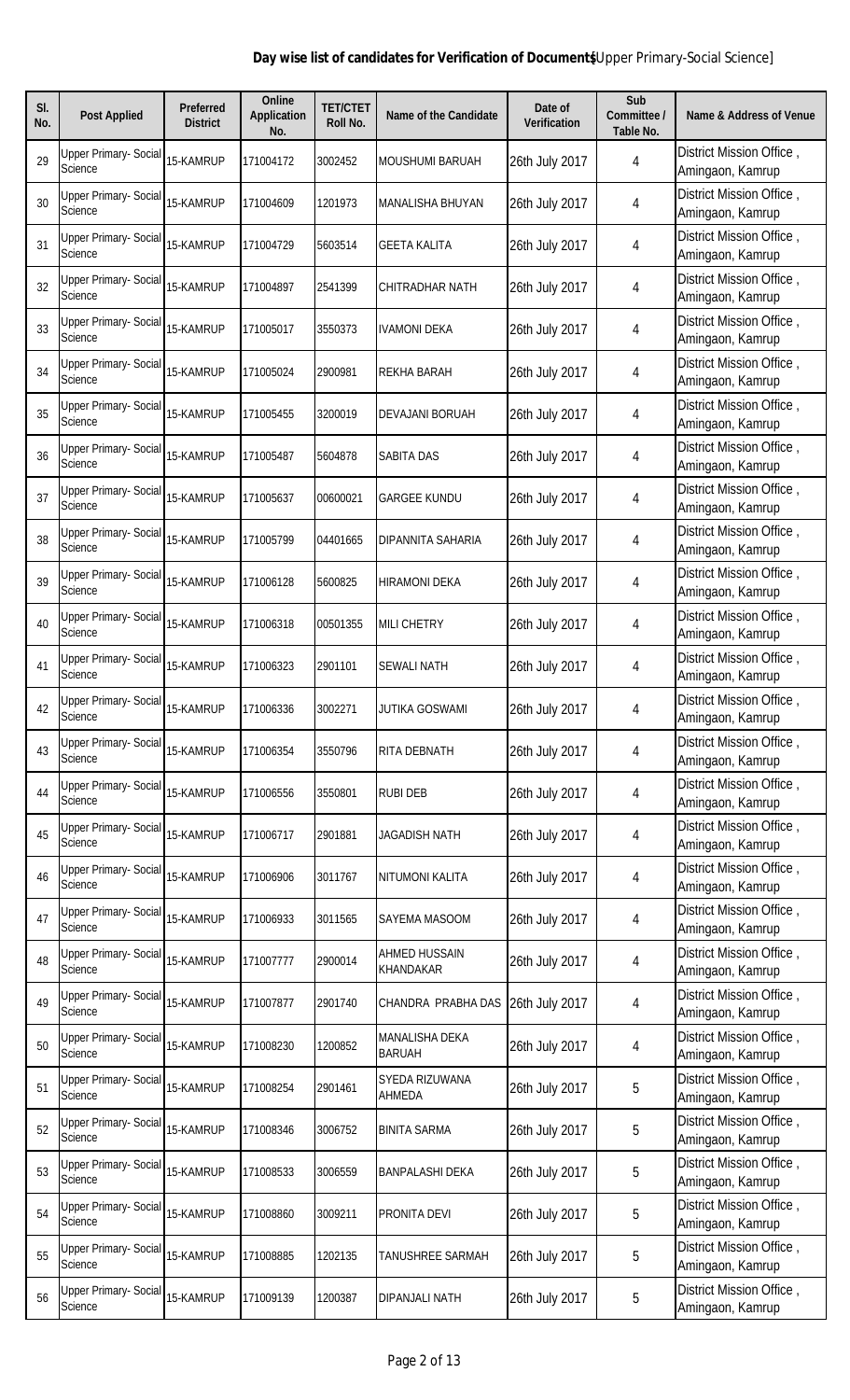**Day wise list of candidates for Verification of Documents**[Upper Primary-Social Science]

| Sl. No. | Post Applied | Preferred District | Online Application No. | TET/CTET Roll No. | Name of the Candidate | Date of Verification | Sub Committee / Table No. | Name & Address of Venue |
|---|---|---|---|---|---|---|---|---|
| 29 | Upper Primary- Social Science | 15-KAMRUP | 171004172 | 3002452 | MOUSHUMI BARUAH | 26th July 2017 | 4 | District Mission Office , Amingaon, Kamrup |
| 30 | Upper Primary- Social Science | 15-KAMRUP | 171004609 | 1201973 | MANALISHA BHUYAN | 26th July 2017 | 4 | District Mission Office , Amingaon, Kamrup |
| 31 | Upper Primary- Social Science | 15-KAMRUP | 171004729 | 5603514 | GEETA KALITA | 26th July 2017 | 4 | District Mission Office , Amingaon, Kamrup |
| 32 | Upper Primary- Social Science | 15-KAMRUP | 171004897 | 2541399 | CHITRADHAR NATH | 26th July 2017 | 4 | District Mission Office , Amingaon, Kamrup |
| 33 | Upper Primary- Social Science | 15-KAMRUP | 171005017 | 3550373 | IVAMONI DEKA | 26th July 2017 | 4 | District Mission Office , Amingaon, Kamrup |
| 34 | Upper Primary- Social Science | 15-KAMRUP | 171005024 | 2900981 | REKHA BARAH | 26th July 2017 | 4 | District Mission Office , Amingaon, Kamrup |
| 35 | Upper Primary- Social Science | 15-KAMRUP | 171005455 | 3200019 | DEVAJANI BORUAH | 26th July 2017 | 4 | District Mission Office , Amingaon, Kamrup |
| 36 | Upper Primary- Social Science | 15-KAMRUP | 171005487 | 5604878 | SABITA DAS | 26th July 2017 | 4 | District Mission Office , Amingaon, Kamrup |
| 37 | Upper Primary- Social Science | 15-KAMRUP | 171005637 | 00600021 | GARGEE KUNDU | 26th July 2017 | 4 | District Mission Office , Amingaon, Kamrup |
| 38 | Upper Primary- Social Science | 15-KAMRUP | 171005799 | 04401665 | DIPANNITA SAHARIA | 26th July 2017 | 4 | District Mission Office , Amingaon, Kamrup |
| 39 | Upper Primary- Social Science | 15-KAMRUP | 171006128 | 5600825 | HIRAMONI DEKA | 26th July 2017 | 4 | District Mission Office , Amingaon, Kamrup |
| 40 | Upper Primary- Social Science | 15-KAMRUP | 171006318 | 00501355 | MILI CHETRY | 26th July 2017 | 4 | District Mission Office , Amingaon, Kamrup |
| 41 | Upper Primary- Social Science | 15-KAMRUP | 171006323 | 2901101 | SEWALI NATH | 26th July 2017 | 4 | District Mission Office , Amingaon, Kamrup |
| 42 | Upper Primary- Social Science | 15-KAMRUP | 171006336 | 3002271 | JUTIKA GOSWAMI | 26th July 2017 | 4 | District Mission Office , Amingaon, Kamrup |
| 43 | Upper Primary- Social Science | 15-KAMRUP | 171006354 | 3550796 | RITA DEBNATH | 26th July 2017 | 4 | District Mission Office , Amingaon, Kamrup |
| 44 | Upper Primary- Social Science | 15-KAMRUP | 171006556 | 3550801 | RUBI DEB | 26th July 2017 | 4 | District Mission Office , Amingaon, Kamrup |
| 45 | Upper Primary- Social Science | 15-KAMRUP | 171006717 | 2901881 | JAGADISH NATH | 26th July 2017 | 4 | District Mission Office , Amingaon, Kamrup |
| 46 | Upper Primary- Social Science | 15-KAMRUP | 171006906 | 3011767 | NITUMONI KALITA | 26th July 2017 | 4 | District Mission Office , Amingaon, Kamrup |
| 47 | Upper Primary- Social Science | 15-KAMRUP | 171006933 | 3011565 | SAYEMA MASOOM | 26th July 2017 | 4 | District Mission Office , Amingaon, Kamrup |
| 48 | Upper Primary- Social Science | 15-KAMRUP | 171007777 | 2900014 | AHMED HUSSAIN KHANDAKAR | 26th July 2017 | 4 | District Mission Office , Amingaon, Kamrup |
| 49 | Upper Primary- Social Science | 15-KAMRUP | 171007877 | 2901740 | CHANDRA PRABHA DAS | 26th July 2017 | 4 | District Mission Office , Amingaon, Kamrup |
| 50 | Upper Primary- Social Science | 15-KAMRUP | 171008230 | 1200852 | MANALISHA DEKA BARUAH | 26th July 2017 | 4 | District Mission Office , Amingaon, Kamrup |
| 51 | Upper Primary- Social Science | 15-KAMRUP | 171008254 | 2901461 | SYEDA RIZUWANA AHMEDA | 26th July 2017 | 5 | District Mission Office , Amingaon, Kamrup |
| 52 | Upper Primary- Social Science | 15-KAMRUP | 171008346 | 3006752 | BINITA SARMA | 26th July 2017 | 5 | District Mission Office , Amingaon, Kamrup |
| 53 | Upper Primary- Social Science | 15-KAMRUP | 171008533 | 3006559 | BANPALASHI DEKA | 26th July 2017 | 5 | District Mission Office , Amingaon, Kamrup |
| 54 | Upper Primary- Social Science | 15-KAMRUP | 171008860 | 3009211 | PRONITA DEVI | 26th July 2017 | 5 | District Mission Office , Amingaon, Kamrup |
| 55 | Upper Primary- Social Science | 15-KAMRUP | 171008885 | 1202135 | TANUSHREE SARMAH | 26th July 2017 | 5 | District Mission Office , Amingaon, Kamrup |
| 56 | Upper Primary- Social Science | 15-KAMRUP | 171009139 | 1200387 | DIPANJALI NATH | 26th July 2017 | 5 | District Mission Office , Amingaon, Kamrup |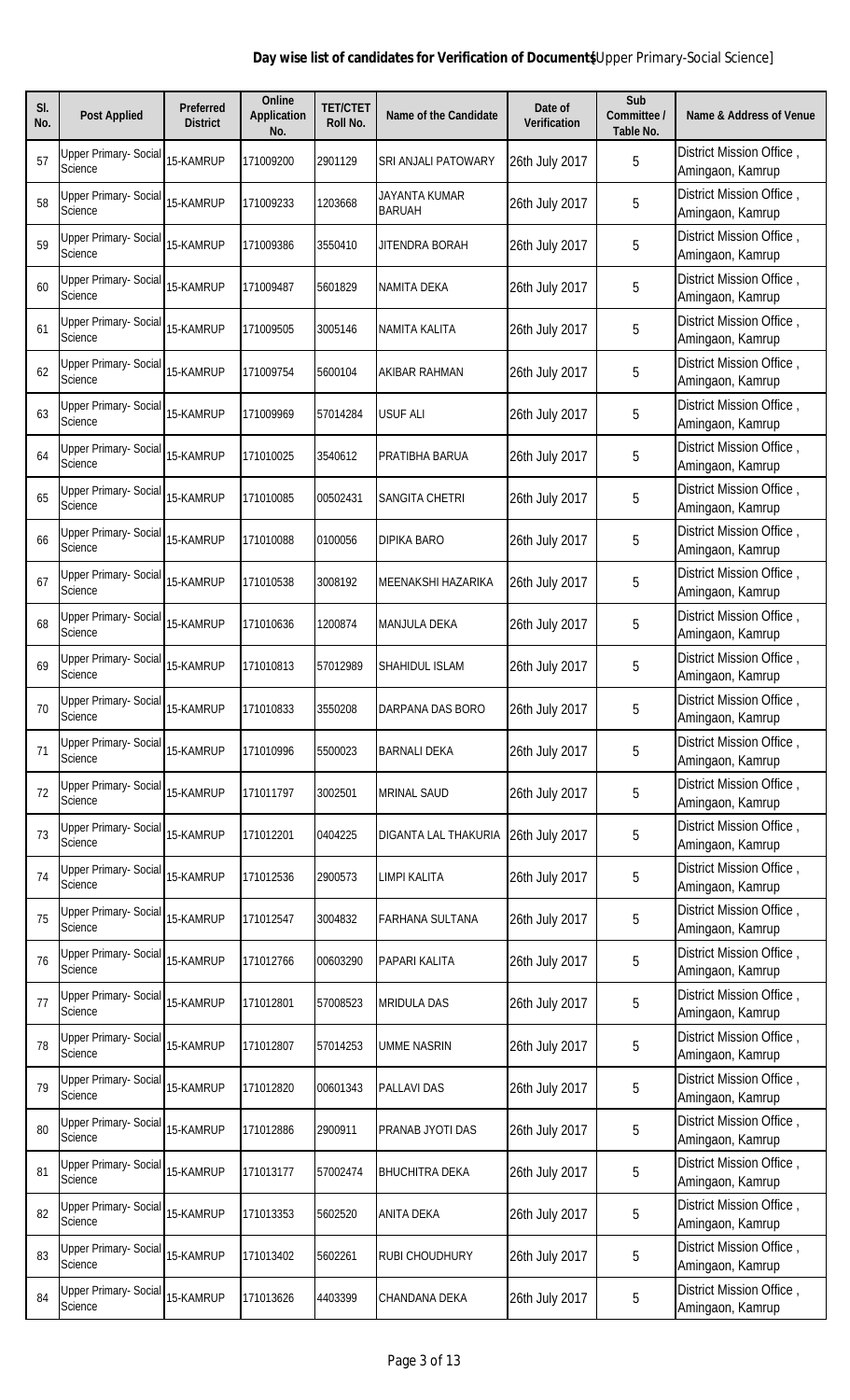**Day wise list of candidates for Verification of Documents**[Upper Primary-Social Science]

| Sl. No. | Post Applied | Preferred District | Online Application No. | TET/CTET Roll No. | Name of the Candidate | Date of Verification | Sub Committee / Table No. | Name & Address of Venue |
|---|---|---|---|---|---|---|---|---|
| 57 | Upper Primary- Social Science | 15-KAMRUP | 171009200 | 2901129 | SRI ANJALI PATOWARY | 26th July 2017 | 5 | District Mission Office , Amingaon, Kamrup |
| 58 | Upper Primary- Social Science | 15-KAMRUP | 171009233 | 1203668 | JAYANTA KUMAR BARUAH | 26th July 2017 | 5 | District Mission Office , Amingaon, Kamrup |
| 59 | Upper Primary- Social Science | 15-KAMRUP | 171009386 | 3550410 | JITENDRA BORAH | 26th July 2017 | 5 | District Mission Office , Amingaon, Kamrup |
| 60 | Upper Primary- Social Science | 15-KAMRUP | 171009487 | 5601829 | NAMITA DEKA | 26th July 2017 | 5 | District Mission Office , Amingaon, Kamrup |
| 61 | Upper Primary- Social Science | 15-KAMRUP | 171009505 | 3005146 | NAMITA KALITA | 26th July 2017 | 5 | District Mission Office , Amingaon, Kamrup |
| 62 | Upper Primary- Social Science | 15-KAMRUP | 171009754 | 5600104 | AKIBAR RAHMAN | 26th July 2017 | 5 | District Mission Office , Amingaon, Kamrup |
| 63 | Upper Primary- Social Science | 15-KAMRUP | 171009969 | 57014284 | USUF ALI | 26th July 2017 | 5 | District Mission Office , Amingaon, Kamrup |
| 64 | Upper Primary- Social Science | 15-KAMRUP | 171010025 | 3540612 | PRATIBHA BARUA | 26th July 2017 | 5 | District Mission Office , Amingaon, Kamrup |
| 65 | Upper Primary- Social Science | 15-KAMRUP | 171010085 | 00502431 | SANGITA CHETRI | 26th July 2017 | 5 | District Mission Office , Amingaon, Kamrup |
| 66 | Upper Primary- Social Science | 15-KAMRUP | 171010088 | 0100056 | DIPIKA BARO | 26th July 2017 | 5 | District Mission Office , Amingaon, Kamrup |
| 67 | Upper Primary- Social Science | 15-KAMRUP | 171010538 | 3008192 | MEENAKSHI HAZARIKA | 26th July 2017 | 5 | District Mission Office , Amingaon, Kamrup |
| 68 | Upper Primary- Social Science | 15-KAMRUP | 171010636 | 1200874 | MANJULA DEKA | 26th July 2017 | 5 | District Mission Office , Amingaon, Kamrup |
| 69 | Upper Primary- Social Science | 15-KAMRUP | 171010813 | 57012989 | SHAHIDUL ISLAM | 26th July 2017 | 5 | District Mission Office , Amingaon, Kamrup |
| 70 | Upper Primary- Social Science | 15-KAMRUP | 171010833 | 3550208 | DARPANA DAS BORO | 26th July 2017 | 5 | District Mission Office , Amingaon, Kamrup |
| 71 | Upper Primary- Social Science | 15-KAMRUP | 171010996 | 5500023 | BARNALI DEKA | 26th July 2017 | 5 | District Mission Office , Amingaon, Kamrup |
| 72 | Upper Primary- Social Science | 15-KAMRUP | 171011797 | 3002501 | MRINAL SAUD | 26th July 2017 | 5 | District Mission Office , Amingaon, Kamrup |
| 73 | Upper Primary- Social Science | 15-KAMRUP | 171012201 | 0404225 | DIGANTA LAL THAKURIA | 26th July 2017 | 5 | District Mission Office , Amingaon, Kamrup |
| 74 | Upper Primary- Social Science | 15-KAMRUP | 171012536 | 2900573 | LIMPI KALITA | 26th July 2017 | 5 | District Mission Office , Amingaon, Kamrup |
| 75 | Upper Primary- Social Science | 15-KAMRUP | 171012547 | 3004832 | FARHANA SULTANA | 26th July 2017 | 5 | District Mission Office , Amingaon, Kamrup |
| 76 | Upper Primary- Social Science | 15-KAMRUP | 171012766 | 00603290 | PAPARI KALITA | 26th July 2017 | 5 | District Mission Office , Amingaon, Kamrup |
| 77 | Upper Primary- Social Science | 15-KAMRUP | 171012801 | 57008523 | MRIDULA DAS | 26th July 2017 | 5 | District Mission Office , Amingaon, Kamrup |
| 78 | Upper Primary- Social Science | 15-KAMRUP | 171012807 | 57014253 | UMME NASRIN | 26th July 2017 | 5 | District Mission Office , Amingaon, Kamrup |
| 79 | Upper Primary- Social Science | 15-KAMRUP | 171012820 | 00601343 | PALLAVI DAS | 26th July 2017 | 5 | District Mission Office , Amingaon, Kamrup |
| 80 | Upper Primary- Social Science | 15-KAMRUP | 171012886 | 2900911 | PRANAB JYOTI DAS | 26th July 2017 | 5 | District Mission Office , Amingaon, Kamrup |
| 81 | Upper Primary- Social Science | 15-KAMRUP | 171013177 | 57002474 | BHUCHITRA DEKA | 26th July 2017 | 5 | District Mission Office , Amingaon, Kamrup |
| 82 | Upper Primary- Social Science | 15-KAMRUP | 171013353 | 5602520 | ANITA DEKA | 26th July 2017 | 5 | District Mission Office , Amingaon, Kamrup |
| 83 | Upper Primary- Social Science | 15-KAMRUP | 171013402 | 5602261 | RUBI CHOUDHURY | 26th July 2017 | 5 | District Mission Office , Amingaon, Kamrup |
| 84 | Upper Primary- Social Science | 15-KAMRUP | 171013626 | 4403399 | CHANDANA DEKA | 26th July 2017 | 5 | District Mission Office , Amingaon, Kamrup |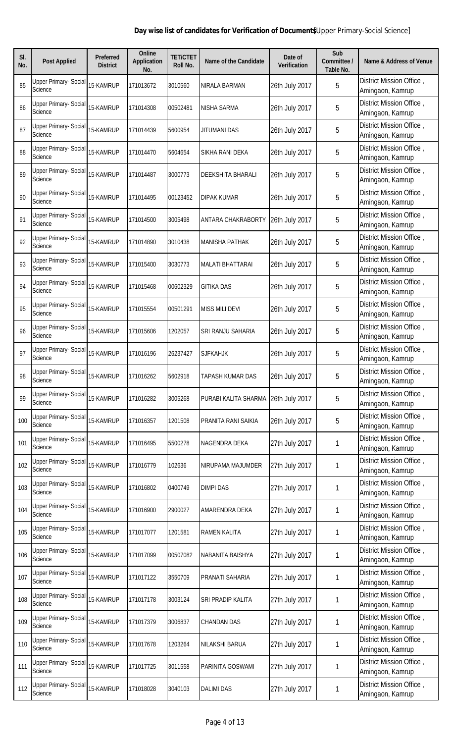**Day wise list of candidates for Verification of Documents**[Upper Primary-Social Science]

| Sl. No. | Post Applied | Preferred District | Online Application No. | TET/CTET Roll No. | Name of the Candidate | Date of Verification | Sub Committee / Table No. | Name & Address of Venue |
|---|---|---|---|---|---|---|---|---|
| 85 | Upper Primary- Social Science | 15-KAMRUP | 171013672 | 3010560 | NIRALA BARMAN | 26th July 2017 | 5 | District Mission Office , Amingaon, Kamrup |
| 86 | Upper Primary- Social Science | 15-KAMRUP | 171014308 | 00502481 | NISHA SARMA | 26th July 2017 | 5 | District Mission Office , Amingaon, Kamrup |
| 87 | Upper Primary- Social Science | 15-KAMRUP | 171014439 | 5600954 | JITUMANI DAS | 26th July 2017 | 5 | District Mission Office , Amingaon, Kamrup |
| 88 | Upper Primary- Social Science | 15-KAMRUP | 171014470 | 5604654 | SIKHA RANI DEKA | 26th July 2017 | 5 | District Mission Office , Amingaon, Kamrup |
| 89 | Upper Primary- Social Science | 15-KAMRUP | 171014487 | 3000773 | DEEKSHITA BHARALI | 26th July 2017 | 5 | District Mission Office , Amingaon, Kamrup |
| 90 | Upper Primary- Social Science | 15-KAMRUP | 171014495 | 00123452 | DIPAK KUMAR | 26th July 2017 | 5 | District Mission Office , Amingaon, Kamrup |
| 91 | Upper Primary- Social Science | 15-KAMRUP | 171014500 | 3005498 | ANTARA CHAKRABORTY | 26th July 2017 | 5 | District Mission Office , Amingaon, Kamrup |
| 92 | Upper Primary- Social Science | 15-KAMRUP | 171014890 | 3010438 | MANISHA PATHAK | 26th July 2017 | 5 | District Mission Office , Amingaon, Kamrup |
| 93 | Upper Primary- Social Science | 15-KAMRUP | 171015400 | 3030773 | MALATI BHATTARAI | 26th July 2017 | 5 | District Mission Office , Amingaon, Kamrup |
| 94 | Upper Primary- Social Science | 15-KAMRUP | 171015468 | 00602329 | GITIKA DAS | 26th July 2017 | 5 | District Mission Office , Amingaon, Kamrup |
| 95 | Upper Primary- Social Science | 15-KAMRUP | 171015554 | 00501291 | MISS MILI DEVI | 26th July 2017 | 5 | District Mission Office , Amingaon, Kamrup |
| 96 | Upper Primary- Social Science | 15-KAMRUP | 171015606 | 1202057 | SRI RANJU SAHARIA | 26th July 2017 | 5 | District Mission Office , Amingaon, Kamrup |
| 97 | Upper Primary- Social Science | 15-KAMRUP | 171016196 | 26237427 | SJFKAHJK | 26th July 2017 | 5 | District Mission Office , Amingaon, Kamrup |
| 98 | Upper Primary- Social Science | 15-KAMRUP | 171016262 | 5602918 | TAPASH KUMAR DAS | 26th July 2017 | 5 | District Mission Office , Amingaon, Kamrup |
| 99 | Upper Primary- Social Science | 15-KAMRUP | 171016282 | 3005268 | PURABI KALITA SHARMA | 26th July 2017 | 5 | District Mission Office , Amingaon, Kamrup |
| 100 | Upper Primary- Social Science | 15-KAMRUP | 171016357 | 1201508 | PRANITA RANI SAIKIA | 26th July 2017 | 5 | District Mission Office , Amingaon, Kamrup |
| 101 | Upper Primary- Social Science | 15-KAMRUP | 171016495 | 5500278 | NAGENDRA DEKA | 27th July 2017 | 1 | District Mission Office , Amingaon, Kamrup |
| 102 | Upper Primary- Social Science | 15-KAMRUP | 171016779 | 102636 | NIRUPAMA MAJUMDER | 27th July 2017 | 1 | District Mission Office , Amingaon, Kamrup |
| 103 | Upper Primary- Social Science | 15-KAMRUP | 171016802 | 0400749 | DIMPI DAS | 27th July 2017 | 1 | District Mission Office , Amingaon, Kamrup |
| 104 | Upper Primary- Social Science | 15-KAMRUP | 171016900 | 2900027 | AMARENDRA DEKA | 27th July 2017 | 1 | District Mission Office , Amingaon, Kamrup |
| 105 | Upper Primary- Social Science | 15-KAMRUP | 171017077 | 1201581 | RAMEN KALITA | 27th July 2017 | 1 | District Mission Office , Amingaon, Kamrup |
| 106 | Upper Primary- Social Science | 15-KAMRUP | 171017099 | 00507082 | NABANITA BAISHYA | 27th July 2017 | 1 | District Mission Office , Amingaon, Kamrup |
| 107 | Upper Primary- Social Science | 15-KAMRUP | 171017122 | 3550709 | PRANATI SAHARIA | 27th July 2017 | 1 | District Mission Office , Amingaon, Kamrup |
| 108 | Upper Primary- Social Science | 15-KAMRUP | 171017178 | 3003124 | SRI PRADIP KALITA | 27th July 2017 | 1 | District Mission Office , Amingaon, Kamrup |
| 109 | Upper Primary- Social Science | 15-KAMRUP | 171017379 | 3006837 | CHANDAN DAS | 27th July 2017 | 1 | District Mission Office , Amingaon, Kamrup |
| 110 | Upper Primary- Social Science | 15-KAMRUP | 171017678 | 1203264 | NILAKSHI BARUA | 27th July 2017 | 1 | District Mission Office , Amingaon, Kamrup |
| 111 | Upper Primary- Social Science | 15-KAMRUP | 171017725 | 3011558 | PARINITA GOSWAMI | 27th July 2017 | 1 | District Mission Office , Amingaon, Kamrup |
| 112 | Upper Primary- Social Science | 15-KAMRUP | 171018028 | 3040103 | DALIMI DAS | 27th July 2017 | 1 | District Mission Office , Amingaon, Kamrup |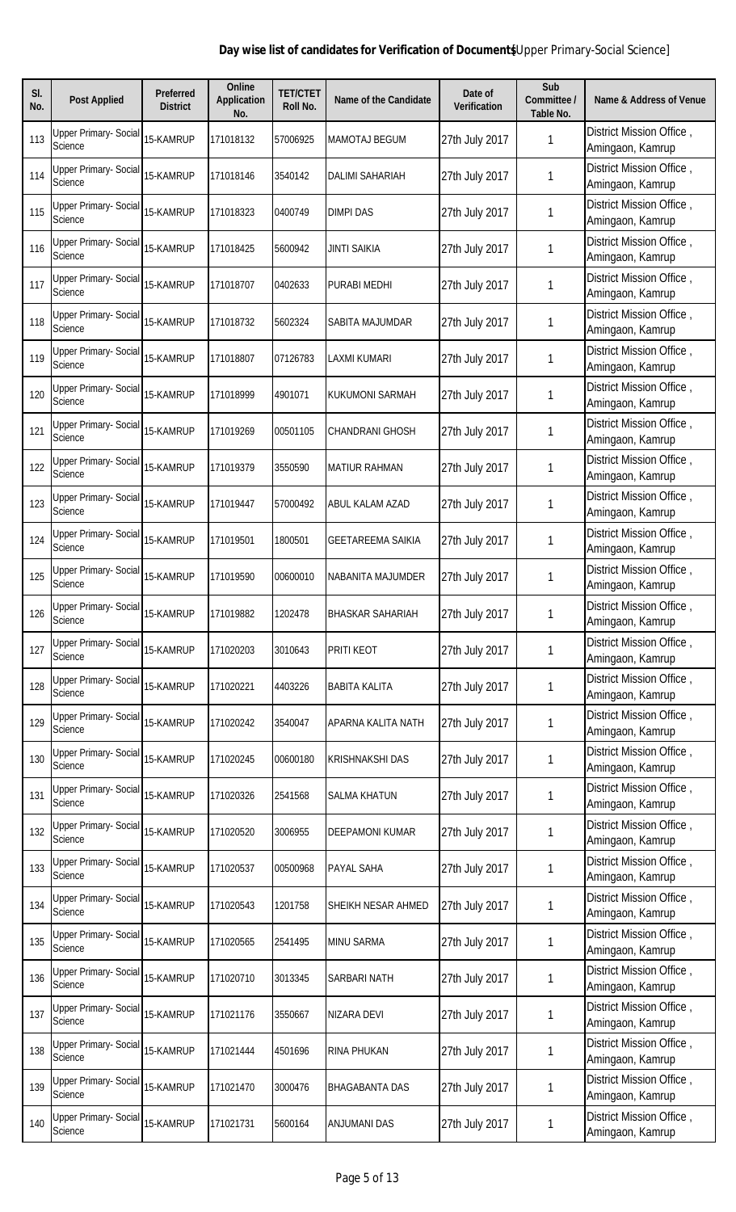**Day wise list of candidates for Verification of Documents**[Upper Primary-Social Science]

| Sl. No. | Post Applied | Preferred District | Online Application No. | TET/CTET Roll No. | Name of the Candidate | Date of Verification | Sub Committee / Table No. | Name & Address of Venue |
|---|---|---|---|---|---|---|---|---|
| 113 | Upper Primary- Social Science | 15-KAMRUP | 171018132 | 57006925 | MAMOTAJ BEGUM | 27th July 2017 | 1 | District Mission Office , Amingaon, Kamrup |
| 114 | Upper Primary- Social Science | 15-KAMRUP | 171018146 | 3540142 | DALIMI SAHARIAH | 27th July 2017 | 1 | District Mission Office , Amingaon, Kamrup |
| 115 | Upper Primary- Social Science | 15-KAMRUP | 171018323 | 0400749 | DIMPI DAS | 27th July 2017 | 1 | District Mission Office , Amingaon, Kamrup |
| 116 | Upper Primary- Social Science | 15-KAMRUP | 171018425 | 5600942 | JINTI SAIKIA | 27th July 2017 | 1 | District Mission Office , Amingaon, Kamrup |
| 117 | Upper Primary- Social Science | 15-KAMRUP | 171018707 | 0402633 | PURABI MEDHI | 27th July 2017 | 1 | District Mission Office , Amingaon, Kamrup |
| 118 | Upper Primary- Social Science | 15-KAMRUP | 171018732 | 5602324 | SABITA MAJUMDAR | 27th July 2017 | 1 | District Mission Office , Amingaon, Kamrup |
| 119 | Upper Primary- Social Science | 15-KAMRUP | 171018807 | 07126783 | LAXMI KUMARI | 27th July 2017 | 1 | District Mission Office , Amingaon, Kamrup |
| 120 | Upper Primary- Social Science | 15-KAMRUP | 171018999 | 4901071 | KUKUMONI SARMAH | 27th July 2017 | 1 | District Mission Office , Amingaon, Kamrup |
| 121 | Upper Primary- Social Science | 15-KAMRUP | 171019269 | 00501105 | CHANDRANI GHOSH | 27th July 2017 | 1 | District Mission Office , Amingaon, Kamrup |
| 122 | Upper Primary- Social Science | 15-KAMRUP | 171019379 | 3550590 | MATIUR RAHMAN | 27th July 2017 | 1 | District Mission Office , Amingaon, Kamrup |
| 123 | Upper Primary- Social Science | 15-KAMRUP | 171019447 | 57000492 | ABUL KALAM AZAD | 27th July 2017 | 1 | District Mission Office , Amingaon, Kamrup |
| 124 | Upper Primary- Social Science | 15-KAMRUP | 171019501 | 1800501 | GEETAREEMA SAIKIA | 27th July 2017 | 1 | District Mission Office , Amingaon, Kamrup |
| 125 | Upper Primary- Social Science | 15-KAMRUP | 171019590 | 00600010 | NABANITA MAJUMDER | 27th July 2017 | 1 | District Mission Office , Amingaon, Kamrup |
| 126 | Upper Primary- Social Science | 15-KAMRUP | 171019882 | 1202478 | BHASKAR SAHARIAH | 27th July 2017 | 1 | District Mission Office , Amingaon, Kamrup |
| 127 | Upper Primary- Social Science | 15-KAMRUP | 171020203 | 3010643 | PRITI KEOT | 27th July 2017 | 1 | District Mission Office , Amingaon, Kamrup |
| 128 | Upper Primary- Social Science | 15-KAMRUP | 171020221 | 4403226 | BABITA KALITA | 27th July 2017 | 1 | District Mission Office , Amingaon, Kamrup |
| 129 | Upper Primary- Social Science | 15-KAMRUP | 171020242 | 3540047 | APARNA KALITA NATH | 27th July 2017 | 1 | District Mission Office , Amingaon, Kamrup |
| 130 | Upper Primary- Social Science | 15-KAMRUP | 171020245 | 00600180 | KRISHNAKSHI DAS | 27th July 2017 | 1 | District Mission Office , Amingaon, Kamrup |
| 131 | Upper Primary- Social Science | 15-KAMRUP | 171020326 | 2541568 | SALMA KHATUN | 27th July 2017 | 1 | District Mission Office , Amingaon, Kamrup |
| 132 | Upper Primary- Social Science | 15-KAMRUP | 171020520 | 3006955 | DEEPAMONI KUMAR | 27th July 2017 | 1 | District Mission Office , Amingaon, Kamrup |
| 133 | Upper Primary- Social Science | 15-KAMRUP | 171020537 | 00500968 | PAYAL SAHA | 27th July 2017 | 1 | District Mission Office , Amingaon, Kamrup |
| 134 | Upper Primary- Social Science | 15-KAMRUP | 171020543 | 1201758 | SHEIKH NESAR AHMED | 27th July 2017 | 1 | District Mission Office , Amingaon, Kamrup |
| 135 | Upper Primary- Social Science | 15-KAMRUP | 171020565 | 2541495 | MINU SARMA | 27th July 2017 | 1 | District Mission Office , Amingaon, Kamrup |
| 136 | Upper Primary- Social Science | 15-KAMRUP | 171020710 | 3013345 | SARBARI NATH | 27th July 2017 | 1 | District Mission Office , Amingaon, Kamrup |
| 137 | Upper Primary- Social Science | 15-KAMRUP | 171021176 | 3550667 | NIZARA DEVI | 27th July 2017 | 1 | District Mission Office , Amingaon, Kamrup |
| 138 | Upper Primary- Social Science | 15-KAMRUP | 171021444 | 4501696 | RINA PHUKAN | 27th July 2017 | 1 | District Mission Office , Amingaon, Kamrup |
| 139 | Upper Primary- Social Science | 15-KAMRUP | 171021470 | 3000476 | BHAGABANTA DAS | 27th July 2017 | 1 | District Mission Office , Amingaon, Kamrup |
| 140 | Upper Primary- Social Science | 15-KAMRUP | 171021731 | 5600164 | ANJUMANI DAS | 27th July 2017 | 1 | District Mission Office , Amingaon, Kamrup |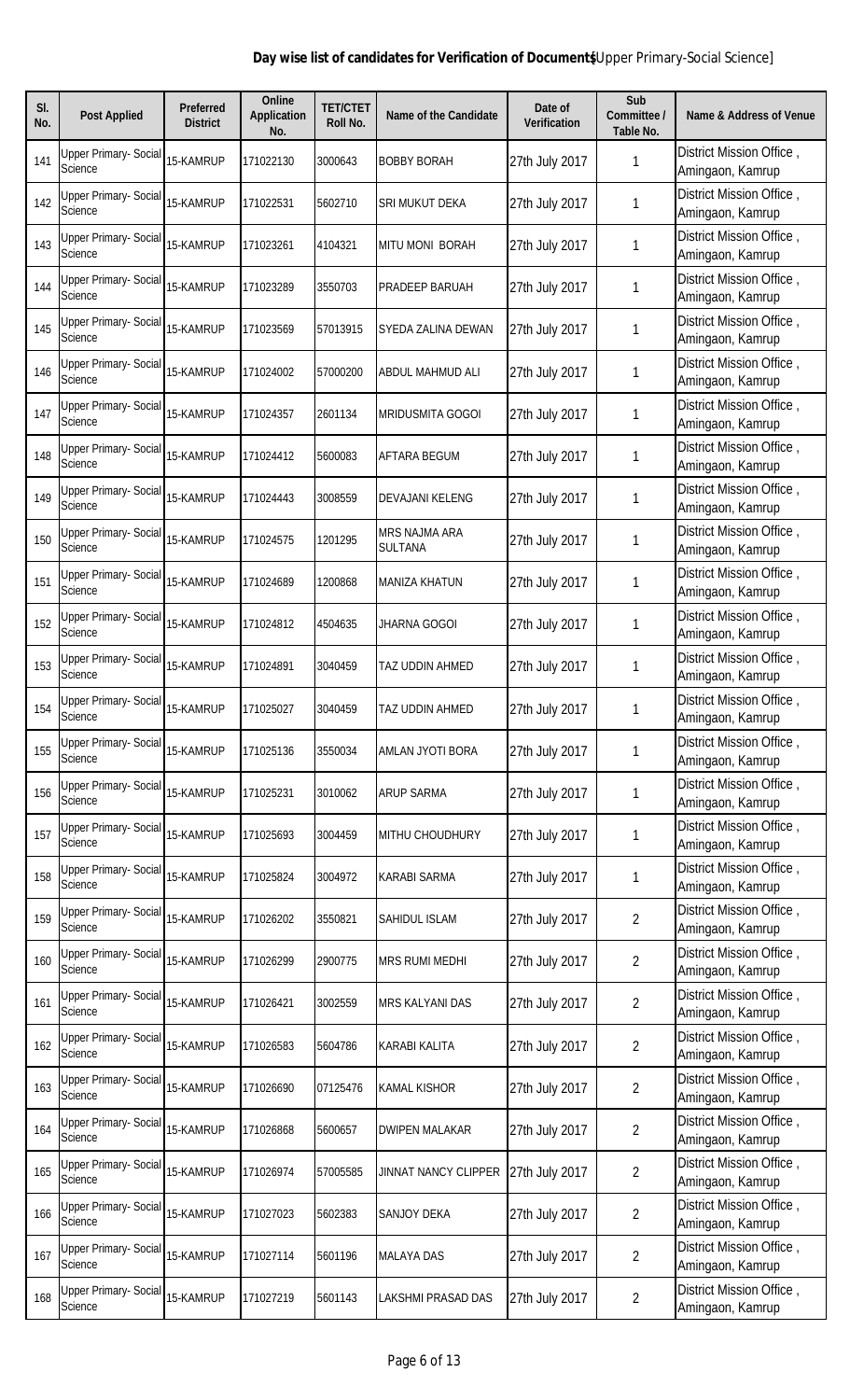**Day wise list of candidates for Verification of Documents**[Upper Primary-Social Science]

| Sl. No. | Post Applied | Preferred District | Online Application No. | TET/CTET Roll No. | Name of the Candidate | Date of Verification | Sub Committee / Table No. | Name & Address of Venue |
|---|---|---|---|---|---|---|---|---|
| 141 | Upper Primary- Social Science | 15-KAMRUP | 171022130 | 3000643 | BOBBY BORAH | 27th July 2017 | 1 | District Mission Office , Amingaon, Kamrup |
| 142 | Upper Primary- Social Science | 15-KAMRUP | 171022531 | 5602710 | SRI MUKUT DEKA | 27th July 2017 | 1 | District Mission Office , Amingaon, Kamrup |
| 143 | Upper Primary- Social Science | 15-KAMRUP | 171023261 | 4104321 | MITU MONI BORAH | 27th July 2017 | 1 | District Mission Office , Amingaon, Kamrup |
| 144 | Upper Primary- Social Science | 15-KAMRUP | 171023289 | 3550703 | PRADEEP BARUAH | 27th July 2017 | 1 | District Mission Office , Amingaon, Kamrup |
| 145 | Upper Primary- Social Science | 15-KAMRUP | 171023569 | 57013915 | SYEDA ZALINA DEWAN | 27th July 2017 | 1 | District Mission Office , Amingaon, Kamrup |
| 146 | Upper Primary- Social Science | 15-KAMRUP | 171024002 | 57000200 | ABDUL MAHMUD ALI | 27th July 2017 | 1 | District Mission Office , Amingaon, Kamrup |
| 147 | Upper Primary- Social Science | 15-KAMRUP | 171024357 | 2601134 | MRIDUSMITA GOGOI | 27th July 2017 | 1 | District Mission Office , Amingaon, Kamrup |
| 148 | Upper Primary- Social Science | 15-KAMRUP | 171024412 | 5600083 | AFTARA BEGUM | 27th July 2017 | 1 | District Mission Office , Amingaon, Kamrup |
| 149 | Upper Primary- Social Science | 15-KAMRUP | 171024443 | 3008559 | DEVAJANI KELENG | 27th July 2017 | 1 | District Mission Office , Amingaon, Kamrup |
| 150 | Upper Primary- Social Science | 15-KAMRUP | 171024575 | 1201295 | MRS NAJMA ARA SULTANA | 27th July 2017 | 1 | District Mission Office , Amingaon, Kamrup |
| 151 | Upper Primary- Social Science | 15-KAMRUP | 171024689 | 1200868 | MANIZA KHATUN | 27th July 2017 | 1 | District Mission Office , Amingaon, Kamrup |
| 152 | Upper Primary- Social Science | 15-KAMRUP | 171024812 | 4504635 | JHARNA GOGOI | 27th July 2017 | 1 | District Mission Office , Amingaon, Kamrup |
| 153 | Upper Primary- Social Science | 15-KAMRUP | 171024891 | 3040459 | TAZ UDDIN AHMED | 27th July 2017 | 1 | District Mission Office , Amingaon, Kamrup |
| 154 | Upper Primary- Social Science | 15-KAMRUP | 171025027 | 3040459 | TAZ UDDIN AHMED | 27th July 2017 | 1 | District Mission Office , Amingaon, Kamrup |
| 155 | Upper Primary- Social Science | 15-KAMRUP | 171025136 | 3550034 | AMLAN JYOTI BORA | 27th July 2017 | 1 | District Mission Office , Amingaon, Kamrup |
| 156 | Upper Primary- Social Science | 15-KAMRUP | 171025231 | 3010062 | ARUP SARMA | 27th July 2017 | 1 | District Mission Office , Amingaon, Kamrup |
| 157 | Upper Primary- Social Science | 15-KAMRUP | 171025693 | 3004459 | MITHU CHOUDHURY | 27th July 2017 | 1 | District Mission Office , Amingaon, Kamrup |
| 158 | Upper Primary- Social Science | 15-KAMRUP | 171025824 | 3004972 | KARABI SARMA | 27th July 2017 | 1 | District Mission Office , Amingaon, Kamrup |
| 159 | Upper Primary- Social Science | 15-KAMRUP | 171026202 | 3550821 | SAHIDUL ISLAM | 27th July 2017 | 2 | District Mission Office , Amingaon, Kamrup |
| 160 | Upper Primary- Social Science | 15-KAMRUP | 171026299 | 2900775 | MRS RUMI MEDHI | 27th July 2017 | 2 | District Mission Office , Amingaon, Kamrup |
| 161 | Upper Primary- Social Science | 15-KAMRUP | 171026421 | 3002559 | MRS KALYANI DAS | 27th July 2017 | 2 | District Mission Office , Amingaon, Kamrup |
| 162 | Upper Primary- Social Science | 15-KAMRUP | 171026583 | 5604786 | KARABI KALITA | 27th July 2017 | 2 | District Mission Office , Amingaon, Kamrup |
| 163 | Upper Primary- Social Science | 15-KAMRUP | 171026690 | 07125476 | KAMAL KISHOR | 27th July 2017 | 2 | District Mission Office , Amingaon, Kamrup |
| 164 | Upper Primary- Social Science | 15-KAMRUP | 171026868 | 5600657 | DWIPEN MALAKAR | 27th July 2017 | 2 | District Mission Office , Amingaon, Kamrup |
| 165 | Upper Primary- Social Science | 15-KAMRUP | 171026974 | 57005585 | JINNAT NANCY CLIPPER | 27th July 2017 | 2 | District Mission Office , Amingaon, Kamrup |
| 166 | Upper Primary- Social Science | 15-KAMRUP | 171027023 | 5602383 | SANJOY DEKA | 27th July 2017 | 2 | District Mission Office , Amingaon, Kamrup |
| 167 | Upper Primary- Social Science | 15-KAMRUP | 171027114 | 5601196 | MALAYA DAS | 27th July 2017 | 2 | District Mission Office , Amingaon, Kamrup |
| 168 | Upper Primary- Social Science | 15-KAMRUP | 171027219 | 5601143 | LAKSHMI PRASAD DAS | 27th July 2017 | 2 | District Mission Office , Amingaon, Kamrup |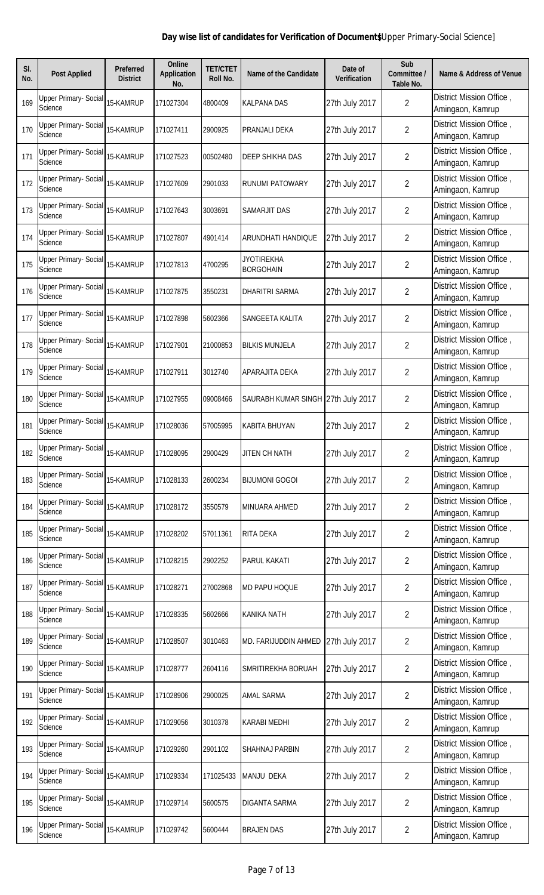**Day wise list of candidates for Verification of Documents**[Upper Primary-Social Science]

| Sl. No. | Post Applied | Preferred District | Online Application No. | TET/CTET Roll No. | Name of the Candidate | Date of Verification | Sub Committee / Table No. | Name & Address of Venue |
|---|---|---|---|---|---|---|---|---|
| 169 | Upper Primary- Social Science | 15-KAMRUP | 171027304 | 4800409 | KALPANA DAS | 27th July 2017 | 2 | District Mission Office , Amingaon, Kamrup |
| 170 | Upper Primary- Social Science | 15-KAMRUP | 171027411 | 2900925 | PRANJALI DEKA | 27th July 2017 | 2 | District Mission Office , Amingaon, Kamrup |
| 171 | Upper Primary- Social Science | 15-KAMRUP | 171027523 | 00502480 | DEEP SHIKHA DAS | 27th July 2017 | 2 | District Mission Office , Amingaon, Kamrup |
| 172 | Upper Primary- Social Science | 15-KAMRUP | 171027609 | 2901033 | RUNUMI PATOWARY | 27th July 2017 | 2 | District Mission Office , Amingaon, Kamrup |
| 173 | Upper Primary- Social Science | 15-KAMRUP | 171027643 | 3003691 | SAMARJIT DAS | 27th July 2017 | 2 | District Mission Office , Amingaon, Kamrup |
| 174 | Upper Primary- Social Science | 15-KAMRUP | 171027807 | 4901414 | ARUNDHATI HANDIQUE | 27th July 2017 | 2 | District Mission Office , Amingaon, Kamrup |
| 175 | Upper Primary- Social Science | 15-KAMRUP | 171027813 | 4700295 | JYOTIREKHA BORGOHAIN | 27th July 2017 | 2 | District Mission Office , Amingaon, Kamrup |
| 176 | Upper Primary- Social Science | 15-KAMRUP | 171027875 | 3550231 | DHARITRI SARMA | 27th July 2017 | 2 | District Mission Office , Amingaon, Kamrup |
| 177 | Upper Primary- Social Science | 15-KAMRUP | 171027898 | 5602366 | SANGEETA KALITA | 27th July 2017 | 2 | District Mission Office , Amingaon, Kamrup |
| 178 | Upper Primary- Social Science | 15-KAMRUP | 171027901 | 21000853 | BILKIS MUNJELA | 27th July 2017 | 2 | District Mission Office , Amingaon, Kamrup |
| 179 | Upper Primary- Social Science | 15-KAMRUP | 171027911 | 3012740 | APARAJITA DEKA | 27th July 2017 | 2 | District Mission Office , Amingaon, Kamrup |
| 180 | Upper Primary- Social Science | 15-KAMRUP | 171027955 | 09008466 | SAURABH KUMAR SINGH | 27th July 2017 | 2 | District Mission Office , Amingaon, Kamrup |
| 181 | Upper Primary- Social Science | 15-KAMRUP | 171028036 | 57005995 | KABITA BHUYAN | 27th July 2017 | 2 | District Mission Office , Amingaon, Kamrup |
| 182 | Upper Primary- Social Science | 15-KAMRUP | 171028095 | 2900429 | JITEN CH NATH | 27th July 2017 | 2 | District Mission Office , Amingaon, Kamrup |
| 183 | Upper Primary- Social Science | 15-KAMRUP | 171028133 | 2600234 | BIJUMONI GOGOI | 27th July 2017 | 2 | District Mission Office , Amingaon, Kamrup |
| 184 | Upper Primary- Social Science | 15-KAMRUP | 171028172 | 3550579 | MINUARA AHMED | 27th July 2017 | 2 | District Mission Office , Amingaon, Kamrup |
| 185 | Upper Primary- Social Science | 15-KAMRUP | 171028202 | 57011361 | RITA DEKA | 27th July 2017 | 2 | District Mission Office , Amingaon, Kamrup |
| 186 | Upper Primary- Social Science | 15-KAMRUP | 171028215 | 2902252 | PARUL KAKATI | 27th July 2017 | 2 | District Mission Office , Amingaon, Kamrup |
| 187 | Upper Primary- Social Science | 15-KAMRUP | 171028271 | 27002868 | MD PAPU HOQUE | 27th July 2017 | 2 | District Mission Office , Amingaon, Kamrup |
| 188 | Upper Primary- Social Science | 15-KAMRUP | 171028335 | 5602666 | KANIKA NATH | 27th July 2017 | 2 | District Mission Office , Amingaon, Kamrup |
| 189 | Upper Primary- Social Science | 15-KAMRUP | 171028507 | 3010463 | MD. FARIJUDDIN AHMED | 27th July 2017 | 2 | District Mission Office , Amingaon, Kamrup |
| 190 | Upper Primary- Social Science | 15-KAMRUP | 171028777 | 2604116 | SMRITIREKHA BORUAH | 27th July 2017 | 2 | District Mission Office , Amingaon, Kamrup |
| 191 | Upper Primary- Social Science | 15-KAMRUP | 171028906 | 2900025 | AMAL SARMA | 27th July 2017 | 2 | District Mission Office , Amingaon, Kamrup |
| 192 | Upper Primary- Social Science | 15-KAMRUP | 171029056 | 3010378 | KARABI MEDHI | 27th July 2017 | 2 | District Mission Office , Amingaon, Kamrup |
| 193 | Upper Primary- Social Science | 15-KAMRUP | 171029260 | 2901102 | SHAHNAJ PARBIN | 27th July 2017 | 2 | District Mission Office , Amingaon, Kamrup |
| 194 | Upper Primary- Social Science | 15-KAMRUP | 171029334 | 171025433 | MANJU DEKA | 27th July 2017 | 2 | District Mission Office , Amingaon, Kamrup |
| 195 | Upper Primary- Social Science | 15-KAMRUP | 171029714 | 5600575 | DIGANTA SARMA | 27th July 2017 | 2 | District Mission Office , Amingaon, Kamrup |
| 196 | Upper Primary- Social Science | 15-KAMRUP | 171029742 | 5600444 | BRAJEN DAS | 27th July 2017 | 2 | District Mission Office , Amingaon, Kamrup |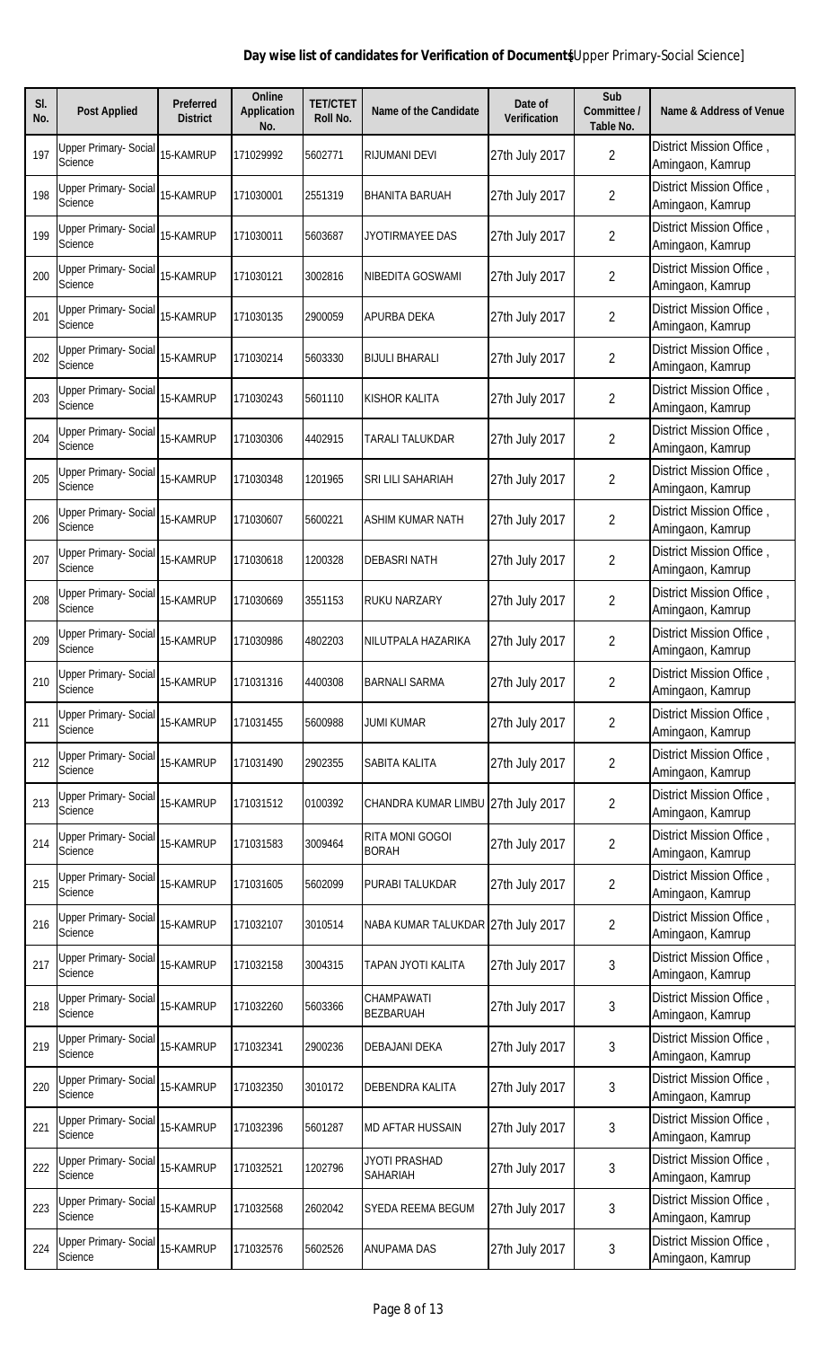**Day wise list of candidates for Verification of Documents** [Upper Primary-Social Science]

| Sl. No. | Post Applied | Preferred District | Online Application No. | TET/CTET Roll No. | Name of the Candidate | Date of Verification | Sub Committee / Table No. | Name & Address of Venue |
|---|---|---|---|---|---|---|---|---|
| 197 | Upper Primary- Social Science | 15-KAMRUP | 171029992 | 5602771 | RIJUMANI DEVI | 27th July 2017 | 2 | District Mission Office , Amingaon, Kamrup |
| 198 | Upper Primary- Social Science | 15-KAMRUP | 171030001 | 2551319 | BHANITA BARUAH | 27th July 2017 | 2 | District Mission Office , Amingaon, Kamrup |
| 199 | Upper Primary- Social Science | 15-KAMRUP | 171030011 | 5603687 | JYOTIRMAYEE DAS | 27th July 2017 | 2 | District Mission Office , Amingaon, Kamrup |
| 200 | Upper Primary- Social Science | 15-KAMRUP | 171030121 | 3002816 | NIBEDITA GOSWAMI | 27th July 2017 | 2 | District Mission Office , Amingaon, Kamrup |
| 201 | Upper Primary- Social Science | 15-KAMRUP | 171030135 | 2900059 | APURBA DEKA | 27th July 2017 | 2 | District Mission Office , Amingaon, Kamrup |
| 202 | Upper Primary- Social Science | 15-KAMRUP | 171030214 | 5603330 | BIJULI BHARALI | 27th July 2017 | 2 | District Mission Office , Amingaon, Kamrup |
| 203 | Upper Primary- Social Science | 15-KAMRUP | 171030243 | 5601110 | KISHOR KALITA | 27th July 2017 | 2 | District Mission Office , Amingaon, Kamrup |
| 204 | Upper Primary- Social Science | 15-KAMRUP | 171030306 | 4402915 | TARALI TALUKDAR | 27th July 2017 | 2 | District Mission Office , Amingaon, Kamrup |
| 205 | Upper Primary- Social Science | 15-KAMRUP | 171030348 | 1201965 | SRI LILI SAHARIAH | 27th July 2017 | 2 | District Mission Office , Amingaon, Kamrup |
| 206 | Upper Primary- Social Science | 15-KAMRUP | 171030607 | 5600221 | ASHIM KUMAR NATH | 27th July 2017 | 2 | District Mission Office , Amingaon, Kamrup |
| 207 | Upper Primary- Social Science | 15-KAMRUP | 171030618 | 1200328 | DEBASRI NATH | 27th July 2017 | 2 | District Mission Office , Amingaon, Kamrup |
| 208 | Upper Primary- Social Science | 15-KAMRUP | 171030669 | 3551153 | RUKU NARZARY | 27th July 2017 | 2 | District Mission Office , Amingaon, Kamrup |
| 209 | Upper Primary- Social Science | 15-KAMRUP | 171030986 | 4802203 | NILUTPALA HAZARIKA | 27th July 2017 | 2 | District Mission Office , Amingaon, Kamrup |
| 210 | Upper Primary- Social Science | 15-KAMRUP | 171031316 | 4400308 | BARNALI SARMA | 27th July 2017 | 2 | District Mission Office , Amingaon, Kamrup |
| 211 | Upper Primary- Social Science | 15-KAMRUP | 171031455 | 5600988 | JUMI KUMAR | 27th July 2017 | 2 | District Mission Office , Amingaon, Kamrup |
| 212 | Upper Primary- Social Science | 15-KAMRUP | 171031490 | 2902355 | SABITA KALITA | 27th July 2017 | 2 | District Mission Office , Amingaon, Kamrup |
| 213 | Upper Primary- Social Science | 15-KAMRUP | 171031512 | 0100392 | CHANDRA KUMAR LIMBU | 27th July 2017 | 2 | District Mission Office , Amingaon, Kamrup |
| 214 | Upper Primary- Social Science | 15-KAMRUP | 171031583 | 3009464 | RITA MONI GOGOI BORAH | 27th July 2017 | 2 | District Mission Office , Amingaon, Kamrup |
| 215 | Upper Primary- Social Science | 15-KAMRUP | 171031605 | 5602099 | PURABI TALUKDAR | 27th July 2017 | 2 | District Mission Office , Amingaon, Kamrup |
| 216 | Upper Primary- Social Science | 15-KAMRUP | 171032107 | 3010514 | NABA KUMAR TALUKDAR | 27th July 2017 | 2 | District Mission Office , Amingaon, Kamrup |
| 217 | Upper Primary- Social Science | 15-KAMRUP | 171032158 | 3004315 | TAPAN JYOTI KALITA | 27th July 2017 | 3 | District Mission Office , Amingaon, Kamrup |
| 218 | Upper Primary- Social Science | 15-KAMRUP | 171032260 | 5603366 | CHAMPAWATI BEZBARUAH | 27th July 2017 | 3 | District Mission Office , Amingaon, Kamrup |
| 219 | Upper Primary- Social Science | 15-KAMRUP | 171032341 | 2900236 | DEBAJANI DEKA | 27th July 2017 | 3 | District Mission Office , Amingaon, Kamrup |
| 220 | Upper Primary- Social Science | 15-KAMRUP | 171032350 | 3010172 | DEBENDRA KALITA | 27th July 2017 | 3 | District Mission Office , Amingaon, Kamrup |
| 221 | Upper Primary- Social Science | 15-KAMRUP | 171032396 | 5601287 | MD AFTAR HUSSAIN | 27th July 2017 | 3 | District Mission Office , Amingaon, Kamrup |
| 222 | Upper Primary- Social Science | 15-KAMRUP | 171032521 | 1202796 | JYOTI PRASHAD SAHARIAH | 27th July 2017 | 3 | District Mission Office , Amingaon, Kamrup |
| 223 | Upper Primary- Social Science | 15-KAMRUP | 171032568 | 2602042 | SYEDA REEMA BEGUM | 27th July 2017 | 3 | District Mission Office , Amingaon, Kamrup |
| 224 | Upper Primary- Social Science | 15-KAMRUP | 171032576 | 5602526 | ANUPAMA DAS | 27th July 2017 | 3 | District Mission Office , Amingaon, Kamrup |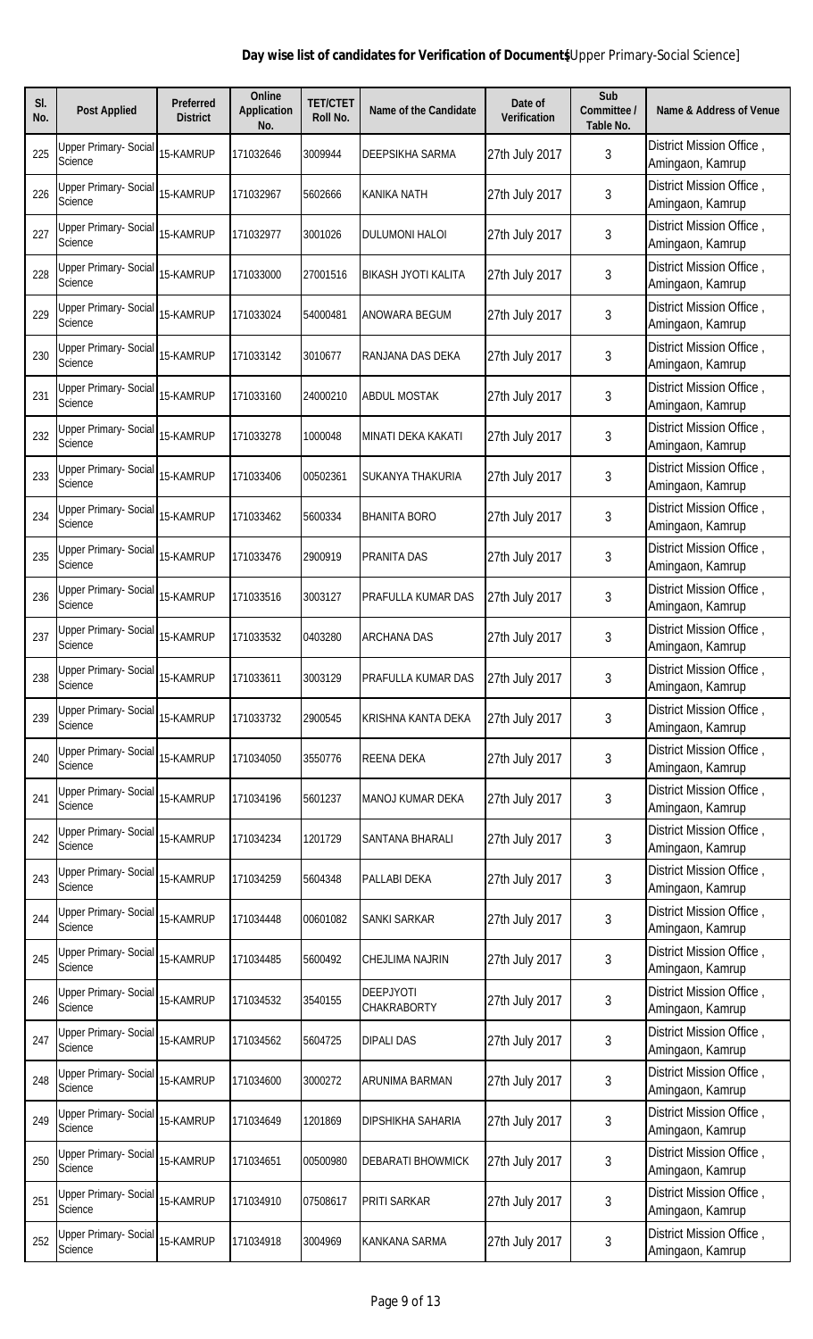**Day wise list of candidates for Verification of Documents**[Upper Primary-Social Science]

| Sl. No. | Post Applied | Preferred District | Online Application No. | TET/CTET Roll No. | Name of the Candidate | Date of Verification | Sub Committee / Table No. | Name & Address of Venue |
|---|---|---|---|---|---|---|---|---|
| 225 | Upper Primary- Social Science | 15-KAMRUP | 171032646 | 3009944 | DEEPSIKHA SARMA | 27th July 2017 | 3 | District Mission Office , Amingaon, Kamrup |
| 226 | Upper Primary- Social Science | 15-KAMRUP | 171032967 | 5602666 | KANIKA NATH | 27th July 2017 | 3 | District Mission Office , Amingaon, Kamrup |
| 227 | Upper Primary- Social Science | 15-KAMRUP | 171032977 | 3001026 | DULUMONI HALOI | 27th July 2017 | 3 | District Mission Office , Amingaon, Kamrup |
| 228 | Upper Primary- Social Science | 15-KAMRUP | 171033000 | 27001516 | BIKASH JYOTI KALITA | 27th July 2017 | 3 | District Mission Office , Amingaon, Kamrup |
| 229 | Upper Primary- Social Science | 15-KAMRUP | 171033024 | 54000481 | ANOWARA BEGUM | 27th July 2017 | 3 | District Mission Office , Amingaon, Kamrup |
| 230 | Upper Primary- Social Science | 15-KAMRUP | 171033142 | 3010677 | RANJANA DAS DEKA | 27th July 2017 | 3 | District Mission Office , Amingaon, Kamrup |
| 231 | Upper Primary- Social Science | 15-KAMRUP | 171033160 | 24000210 | ABDUL MOSTAK | 27th July 2017 | 3 | District Mission Office , Amingaon, Kamrup |
| 232 | Upper Primary- Social Science | 15-KAMRUP | 171033278 | 1000048 | MINATI DEKA KAKATI | 27th July 2017 | 3 | District Mission Office , Amingaon, Kamrup |
| 233 | Upper Primary- Social Science | 15-KAMRUP | 171033406 | 00502361 | SUKANYA THAKURIA | 27th July 2017 | 3 | District Mission Office , Amingaon, Kamrup |
| 234 | Upper Primary- Social Science | 15-KAMRUP | 171033462 | 5600334 | BHANITA BORO | 27th July 2017 | 3 | District Mission Office , Amingaon, Kamrup |
| 235 | Upper Primary- Social Science | 15-KAMRUP | 171033476 | 2900919 | PRANITA DAS | 27th July 2017 | 3 | District Mission Office , Amingaon, Kamrup |
| 236 | Upper Primary- Social Science | 15-KAMRUP | 171033516 | 3003127 | PRAFULLA KUMAR DAS | 27th July 2017 | 3 | District Mission Office , Amingaon, Kamrup |
| 237 | Upper Primary- Social Science | 15-KAMRUP | 171033532 | 0403280 | ARCHANA DAS | 27th July 2017 | 3 | District Mission Office , Amingaon, Kamrup |
| 238 | Upper Primary- Social Science | 15-KAMRUP | 171033611 | 3003129 | PRAFULLA KUMAR DAS | 27th July 2017 | 3 | District Mission Office , Amingaon, Kamrup |
| 239 | Upper Primary- Social Science | 15-KAMRUP | 171033732 | 2900545 | KRISHNA KANTA DEKA | 27th July 2017 | 3 | District Mission Office , Amingaon, Kamrup |
| 240 | Upper Primary- Social Science | 15-KAMRUP | 171034050 | 3550776 | REENA DEKA | 27th July 2017 | 3 | District Mission Office , Amingaon, Kamrup |
| 241 | Upper Primary- Social Science | 15-KAMRUP | 171034196 | 5601237 | MANOJ KUMAR DEKA | 27th July 2017 | 3 | District Mission Office , Amingaon, Kamrup |
| 242 | Upper Primary- Social Science | 15-KAMRUP | 171034234 | 1201729 | SANTANA BHARALI | 27th July 2017 | 3 | District Mission Office , Amingaon, Kamrup |
| 243 | Upper Primary- Social Science | 15-KAMRUP | 171034259 | 5604348 | PALLABI DEKA | 27th July 2017 | 3 | District Mission Office , Amingaon, Kamrup |
| 244 | Upper Primary- Social Science | 15-KAMRUP | 171034448 | 00601082 | SANKI SARKAR | 27th July 2017 | 3 | District Mission Office , Amingaon, Kamrup |
| 245 | Upper Primary- Social Science | 15-KAMRUP | 171034485 | 5600492 | CHEJLIMA NAJRIN | 27th July 2017 | 3 | District Mission Office , Amingaon, Kamrup |
| 246 | Upper Primary- Social Science | 15-KAMRUP | 171034532 | 3540155 | DEEPJYOTI CHAKRABORTY | 27th July 2017 | 3 | District Mission Office , Amingaon, Kamrup |
| 247 | Upper Primary- Social Science | 15-KAMRUP | 171034562 | 5604725 | DIPALI DAS | 27th July 2017 | 3 | District Mission Office , Amingaon, Kamrup |
| 248 | Upper Primary- Social Science | 15-KAMRUP | 171034600 | 3000272 | ARUNIMA BARMAN | 27th July 2017 | 3 | District Mission Office , Amingaon, Kamrup |
| 249 | Upper Primary- Social Science | 15-KAMRUP | 171034649 | 1201869 | DIPSHIKHA SAHARIA | 27th July 2017 | 3 | District Mission Office , Amingaon, Kamrup |
| 250 | Upper Primary- Social Science | 15-KAMRUP | 171034651 | 00500980 | DEBARATI BHOWMICK | 27th July 2017 | 3 | District Mission Office , Amingaon, Kamrup |
| 251 | Upper Primary- Social Science | 15-KAMRUP | 171034910 | 07508617 | PRITI SARKAR | 27th July 2017 | 3 | District Mission Office , Amingaon, Kamrup |
| 252 | Upper Primary- Social Science | 15-KAMRUP | 171034918 | 3004969 | KANKANA SARMA | 27th July 2017 | 3 | District Mission Office , Amingaon, Kamrup |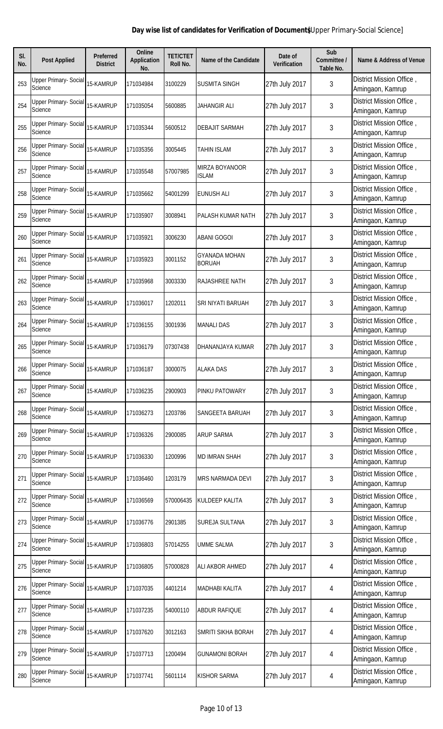**Day wise list of candidates for Verification of Documents**[Upper Primary-Social Science]

| Sl. No. | Post Applied | Preferred District | Online Application No. | TET/CTET Roll No. | Name of the Candidate | Date of Verification | Sub Committee / Table No. | Name & Address of Venue |
|---|---|---|---|---|---|---|---|---|
| 253 | Upper Primary- Social Science | 15-KAMRUP | 171034984 | 3100229 | SUSMITA SINGH | 27th July 2017 | 3 | District Mission Office , Amingaon, Kamrup |
| 254 | Upper Primary- Social Science | 15-KAMRUP | 171035054 | 5600885 | JAHANGIR ALI | 27th July 2017 | 3 | District Mission Office , Amingaon, Kamrup |
| 255 | Upper Primary- Social Science | 15-KAMRUP | 171035344 | 5600512 | DEBAJIT SARMAH | 27th July 2017 | 3 | District Mission Office , Amingaon, Kamrup |
| 256 | Upper Primary- Social Science | 15-KAMRUP | 171035356 | 3005445 | TAHIN ISLAM | 27th July 2017 | 3 | District Mission Office , Amingaon, Kamrup |
| 257 | Upper Primary- Social Science | 15-KAMRUP | 171035548 | 57007985 | MIRZA BOYANOOR ISLAM | 27th July 2017 | 3 | District Mission Office , Amingaon, Kamrup |
| 258 | Upper Primary- Social Science | 15-KAMRUP | 171035662 | 54001299 | EUNUSH ALI | 27th July 2017 | 3 | District Mission Office , Amingaon, Kamrup |
| 259 | Upper Primary- Social Science | 15-KAMRUP | 171035907 | 3008941 | PALASH KUMAR NATH | 27th July 2017 | 3 | District Mission Office , Amingaon, Kamrup |
| 260 | Upper Primary- Social Science | 15-KAMRUP | 171035921 | 3006230 | ABANI GOGOI | 27th July 2017 | 3 | District Mission Office , Amingaon, Kamrup |
| 261 | Upper Primary- Social Science | 15-KAMRUP | 171035923 | 3001152 | GYANADA MOHAN BORUAH | 27th July 2017 | 3 | District Mission Office , Amingaon, Kamrup |
| 262 | Upper Primary- Social Science | 15-KAMRUP | 171035968 | 3003330 | RAJASHREE NATH | 27th July 2017 | 3 | District Mission Office , Amingaon, Kamrup |
| 263 | Upper Primary- Social Science | 15-KAMRUP | 171036017 | 1202011 | SRI NIYATI BARUAH | 27th July 2017 | 3 | District Mission Office , Amingaon, Kamrup |
| 264 | Upper Primary- Social Science | 15-KAMRUP | 171036155 | 3001936 | MANALI DAS | 27th July 2017 | 3 | District Mission Office , Amingaon, Kamrup |
| 265 | Upper Primary- Social Science | 15-KAMRUP | 171036179 | 07307438 | DHANANJAYA KUMAR | 27th July 2017 | 3 | District Mission Office , Amingaon, Kamrup |
| 266 | Upper Primary- Social Science | 15-KAMRUP | 171036187 | 3000075 | ALAKA DAS | 27th July 2017 | 3 | District Mission Office , Amingaon, Kamrup |
| 267 | Upper Primary- Social Science | 15-KAMRUP | 171036235 | 2900903 | PINKU PATOWARY | 27th July 2017 | 3 | District Mission Office , Amingaon, Kamrup |
| 268 | Upper Primary- Social Science | 15-KAMRUP | 171036273 | 1203786 | SANGEETA BARUAH | 27th July 2017 | 3 | District Mission Office , Amingaon, Kamrup |
| 269 | Upper Primary- Social Science | 15-KAMRUP | 171036326 | 2900085 | ARUP SARMA | 27th July 2017 | 3 | District Mission Office , Amingaon, Kamrup |
| 270 | Upper Primary- Social Science | 15-KAMRUP | 171036330 | 1200996 | MD IMRAN SHAH | 27th July 2017 | 3 | District Mission Office , Amingaon, Kamrup |
| 271 | Upper Primary- Social Science | 15-KAMRUP | 171036460 | 1203179 | MRS NARMADA DEVI | 27th July 2017 | 3 | District Mission Office , Amingaon, Kamrup |
| 272 | Upper Primary- Social Science | 15-KAMRUP | 171036569 | 570006435 | KULDEEP KALITA | 27th July 2017 | 3 | District Mission Office , Amingaon, Kamrup |
| 273 | Upper Primary- Social Science | 15-KAMRUP | 171036776 | 2901385 | SUREJA SULTANA | 27th July 2017 | 3 | District Mission Office , Amingaon, Kamrup |
| 274 | Upper Primary- Social Science | 15-KAMRUP | 171036803 | 57014255 | UMME SALMA | 27th July 2017 | 3 | District Mission Office , Amingaon, Kamrup |
| 275 | Upper Primary- Social Science | 15-KAMRUP | 171036805 | 57000828 | ALI AKBOR AHMED | 27th July 2017 | 4 | District Mission Office , Amingaon, Kamrup |
| 276 | Upper Primary- Social Science | 15-KAMRUP | 171037035 | 4401214 | MADHABI KALITA | 27th July 2017 | 4 | District Mission Office , Amingaon, Kamrup |
| 277 | Upper Primary- Social Science | 15-KAMRUP | 171037235 | 54000110 | ABDUR RAFIQUE | 27th July 2017 | 4 | District Mission Office , Amingaon, Kamrup |
| 278 | Upper Primary- Social Science | 15-KAMRUP | 171037620 | 3012163 | SMRITI SIKHA BORAH | 27th July 2017 | 4 | District Mission Office , Amingaon, Kamrup |
| 279 | Upper Primary- Social Science | 15-KAMRUP | 171037713 | 1200494 | GUNAMONI BORAH | 27th July 2017 | 4 | District Mission Office , Amingaon, Kamrup |
| 280 | Upper Primary- Social Science | 15-KAMRUP | 171037741 | 5601114 | KISHOR SARMA | 27th July 2017 | 4 | District Mission Office , Amingaon, Kamrup |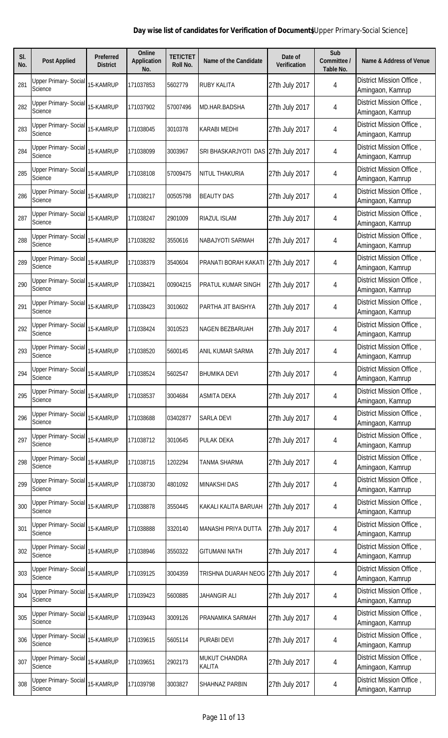**Day wise list of candidates for Verification of Documents[Upper Primary-Social Science]**

| Sl. No. | Post Applied | Preferred District | Online Application No. | TET/CTET Roll No. | Name of the Candidate | Date of Verification | Sub Committee / Table No. | Name & Address of Venue |
|---|---|---|---|---|---|---|---|---|
| 281 | Upper Primary- Social Science | 15-KAMRUP | 171037853 | 5602779 | RUBY KALITA | 27th July 2017 | 4 | District Mission Office , Amingaon, Kamrup |
| 282 | Upper Primary- Social Science | 15-KAMRUP | 171037902 | 57007496 | MD.HAR.BADSHA | 27th July 2017 | 4 | District Mission Office , Amingaon, Kamrup |
| 283 | Upper Primary- Social Science | 15-KAMRUP | 171038045 | 3010378 | KARABI MEDHI | 27th July 2017 | 4 | District Mission Office , Amingaon, Kamrup |
| 284 | Upper Primary- Social Science | 15-KAMRUP | 171038099 | 3003967 | SRI BHASKARJYOTI DAS | 27th July 2017 | 4 | District Mission Office , Amingaon, Kamrup |
| 285 | Upper Primary- Social Science | 15-KAMRUP | 171038108 | 57009475 | NITUL THAKURIA | 27th July 2017 | 4 | District Mission Office , Amingaon, Kamrup |
| 286 | Upper Primary- Social Science | 15-KAMRUP | 171038217 | 00505798 | BEAUTY DAS | 27th July 2017 | 4 | District Mission Office , Amingaon, Kamrup |
| 287 | Upper Primary- Social Science | 15-KAMRUP | 171038247 | 2901009 | RIAZUL ISLAM | 27th July 2017 | 4 | District Mission Office , Amingaon, Kamrup |
| 288 | Upper Primary- Social Science | 15-KAMRUP | 171038282 | 3550616 | NABAJYOTI SARMAH | 27th July 2017 | 4 | District Mission Office , Amingaon, Kamrup |
| 289 | Upper Primary- Social Science | 15-KAMRUP | 171038379 | 3540604 | PRANATI BORAH KAKATI | 27th July 2017 | 4 | District Mission Office , Amingaon, Kamrup |
| 290 | Upper Primary- Social Science | 15-KAMRUP | 171038421 | 00904215 | PRATUL KUMAR SINGH | 27th July 2017 | 4 | District Mission Office , Amingaon, Kamrup |
| 291 | Upper Primary- Social Science | 15-KAMRUP | 171038423 | 3010602 | PARTHA JIT BAISHYA | 27th July 2017 | 4 | District Mission Office , Amingaon, Kamrup |
| 292 | Upper Primary- Social Science | 15-KAMRUP | 171038424 | 3010523 | NAGEN BEZBARUAH | 27th July 2017 | 4 | District Mission Office , Amingaon, Kamrup |
| 293 | Upper Primary- Social Science | 15-KAMRUP | 171038520 | 5600145 | ANIL KUMAR SARMA | 27th July 2017 | 4 | District Mission Office , Amingaon, Kamrup |
| 294 | Upper Primary- Social Science | 15-KAMRUP | 171038524 | 5602547 | BHUMIKA DEVI | 27th July 2017 | 4 | District Mission Office , Amingaon, Kamrup |
| 295 | Upper Primary- Social Science | 15-KAMRUP | 171038537 | 3004684 | ASMITA DEKA | 27th July 2017 | 4 | District Mission Office , Amingaon, Kamrup |
| 296 | Upper Primary- Social Science | 15-KAMRUP | 171038688 | 03402877 | SARLA DEVI | 27th July 2017 | 4 | District Mission Office , Amingaon, Kamrup |
| 297 | Upper Primary- Social Science | 15-KAMRUP | 171038712 | 3010645 | PULAK DEKA | 27th July 2017 | 4 | District Mission Office , Amingaon, Kamrup |
| 298 | Upper Primary- Social Science | 15-KAMRUP | 171038715 | 1202294 | TANMA SHARMA | 27th July 2017 | 4 | District Mission Office , Amingaon, Kamrup |
| 299 | Upper Primary- Social Science | 15-KAMRUP | 171038730 | 4801092 | MINAKSHI DAS | 27th July 2017 | 4 | District Mission Office , Amingaon, Kamrup |
| 300 | Upper Primary- Social Science | 15-KAMRUP | 171038878 | 3550445 | KAKALI KALITA BARUAH | 27th July 2017 | 4 | District Mission Office , Amingaon, Kamrup |
| 301 | Upper Primary- Social Science | 15-KAMRUP | 171038888 | 3320140 | MANASHI PRIYA DUTTA | 27th July 2017 | 4 | District Mission Office , Amingaon, Kamrup |
| 302 | Upper Primary- Social Science | 15-KAMRUP | 171038946 | 3550322 | GITUMANI NATH | 27th July 2017 | 4 | District Mission Office , Amingaon, Kamrup |
| 303 | Upper Primary- Social Science | 15-KAMRUP | 171039125 | 3004359 | TRISHNA DUARAH NEOG | 27th July 2017 | 4 | District Mission Office , Amingaon, Kamrup |
| 304 | Upper Primary- Social Science | 15-KAMRUP | 171039423 | 5600885 | JAHANGIR ALI | 27th July 2017 | 4 | District Mission Office , Amingaon, Kamrup |
| 305 | Upper Primary- Social Science | 15-KAMRUP | 171039443 | 3009126 | PRANAMIKA SARMAH | 27th July 2017 | 4 | District Mission Office , Amingaon, Kamrup |
| 306 | Upper Primary- Social Science | 15-KAMRUP | 171039615 | 5605114 | PURABI DEVI | 27th July 2017 | 4 | District Mission Office , Amingaon, Kamrup |
| 307 | Upper Primary- Social Science | 15-KAMRUP | 171039651 | 2902173 | MUKUT CHANDRA KALITA | 27th July 2017 | 4 | District Mission Office , Amingaon, Kamrup |
| 308 | Upper Primary- Social Science | 15-KAMRUP | 171039798 | 3003827 | SHAHNAZ PARBIN | 27th July 2017 | 4 | District Mission Office , Amingaon, Kamrup |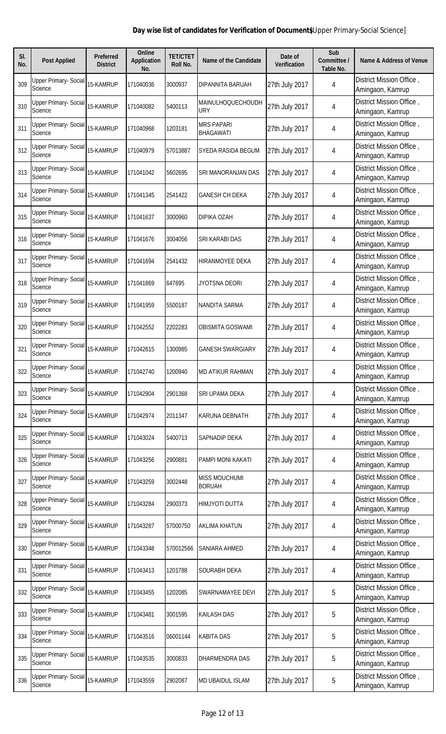**Day wise list of candidates for Verification of Documents**[Upper Primary-Social Science]

| Sl. No. | Post Applied | Preferred District | Online Application No. | TET/CTET Roll No. | Name of the Candidate | Date of Verification | Sub Committee / Table No. | Name & Address of Venue |
|---|---|---|---|---|---|---|---|---|
| 309 | Upper Primary- Social Science | 15-KAMRUP | 171040036 | 3000937 | DIPANNITA BARUAH | 27th July 2017 | 4 | District Mission Office , Amingaon, Kamrup |
| 310 | Upper Primary- Social Science | 15-KAMRUP | 171040082 | 5400113 | MAINULHOQUECHOUDHURY | 27th July 2017 | 4 | District Mission Office , Amingaon, Kamrup |
| 311 | Upper Primary- Social Science | 15-KAMRUP | 171040968 | 1203181 | MRS PAPARI BHAGAWATI | 27th July 2017 | 4 | District Mission Office , Amingaon, Kamrup |
| 312 | Upper Primary- Social Science | 15-KAMRUP | 171040979 | 57013887 | SYEDA RASIDA BEGUM | 27th July 2017 | 4 | District Mission Office , Amingaon, Kamrup |
| 313 | Upper Primary- Social Science | 15-KAMRUP | 171041042 | 5602695 | SRI MANORANJAN DAS | 27th July 2017 | 4 | District Mission Office , Amingaon, Kamrup |
| 314 | Upper Primary- Social Science | 15-KAMRUP | 171041345 | 2541422 | GANESH CH DEKA | 27th July 2017 | 4 | District Mission Office , Amingaon, Kamrup |
| 315 | Upper Primary- Social Science | 15-KAMRUP | 171041637 | 3000960 | DIPIKA OZAH | 27th July 2017 | 4 | District Mission Office , Amingaon, Kamrup |
| 316 | Upper Primary- Social Science | 15-KAMRUP | 171041676 | 3004056 | SRI KARABI DAS | 27th July 2017 | 4 | District Mission Office , Amingaon, Kamrup |
| 317 | Upper Primary- Social Science | 15-KAMRUP | 171041694 | 2541432 | HIRANMOYEE DEKA | 27th July 2017 | 4 | District Mission Office , Amingaon, Kamrup |
| 318 | Upper Primary- Social Science | 15-KAMRUP | 171041869 | 647695 | JYOTSNA DEORI | 27th July 2017 | 4 | District Mission Office , Amingaon, Kamrup |
| 319 | Upper Primary- Social Science | 15-KAMRUP | 171041959 | 5500187 | NANDITA SARMA | 27th July 2017 | 4 | District Mission Office , Amingaon, Kamrup |
| 320 | Upper Primary- Social Science | 15-KAMRUP | 171042552 | 2202283 | OBISMITA GOSWAMI | 27th July 2017 | 4 | District Mission Office , Amingaon, Kamrup |
| 321 | Upper Primary- Social Science | 15-KAMRUP | 171042615 | 1300985 | GANESH SWARGIARY | 27th July 2017 | 4 | District Mission Office , Amingaon, Kamrup |
| 322 | Upper Primary- Social Science | 15-KAMRUP | 171042740 | 1200940 | MD ATIKUR RAHMAN | 27th July 2017 | 4 | District Mission Office , Amingaon, Kamrup |
| 323 | Upper Primary- Social Science | 15-KAMRUP | 171042904 | 2901368 | SRI UPAMA DEKA | 27th July 2017 | 4 | District Mission Office , Amingaon, Kamrup |
| 324 | Upper Primary- Social Science | 15-KAMRUP | 171042974 | 2011347 | KARUNA DEBNATH | 27th July 2017 | 4 | District Mission Office , Amingaon, Kamrup |
| 325 | Upper Primary- Social Science | 15-KAMRUP | 171043024 | 5400713 | SAPNADIP DEKA | 27th July 2017 | 4 | District Mission Office , Amingaon, Kamrup |
| 326 | Upper Primary- Social Science | 15-KAMRUP | 171043256 | 2900881 | PAMPI MONI KAKATI | 27th July 2017 | 4 | District Mission Office , Amingaon, Kamrup |
| 327 | Upper Primary- Social Science | 15-KAMRUP | 171043259 | 3002448 | MISS MOUCHUMI BORUAH | 27th July 2017 | 4 | District Mission Office , Amingaon, Kamrup |
| 328 | Upper Primary- Social Science | 15-KAMRUP | 171043284 | 2900373 | HIMJYOTI DUTTA | 27th July 2017 | 4 | District Mission Office , Amingaon, Kamrup |
| 329 | Upper Primary- Social Science | 15-KAMRUP | 171043287 | 57000750 | AKLIMA KHATUN | 27th July 2017 | 4 | District Mission Office , Amingaon, Kamrup |
| 330 | Upper Primary- Social Science | 15-KAMRUP | 171043348 | 570012566 | SANIARA AHMED | 27th July 2017 | 4 | District Mission Office , Amingaon, Kamrup |
| 331 | Upper Primary- Social Science | 15-KAMRUP | 171043413 | 1201788 | SOURABH DEKA | 27th July 2017 | 4 | District Mission Office , Amingaon, Kamrup |
| 332 | Upper Primary- Social Science | 15-KAMRUP | 171043455 | 1202085 | SWARNAMAYEE DEVI | 27th July 2017 | 5 | District Mission Office , Amingaon, Kamrup |
| 333 | Upper Primary- Social Science | 15-KAMRUP | 171043481 | 3001595 | KAILASH DAS | 27th July 2017 | 5 | District Mission Office , Amingaon, Kamrup |
| 334 | Upper Primary- Social Science | 15-KAMRUP | 171043516 | 06001144 | KABITA DAS | 27th July 2017 | 5 | District Mission Office , Amingaon, Kamrup |
| 335 | Upper Primary- Social Science | 15-KAMRUP | 171043535 | 3000833 | DHARMENDRA DAS | 27th July 2017 | 5 | District Mission Office , Amingaon, Kamrup |
| 336 | Upper Primary- Social Science | 15-KAMRUP | 171043559 | 2902087 | MD UBAIDUL ISLAM | 27th July 2017 | 5 | District Mission Office , Amingaon, Kamrup |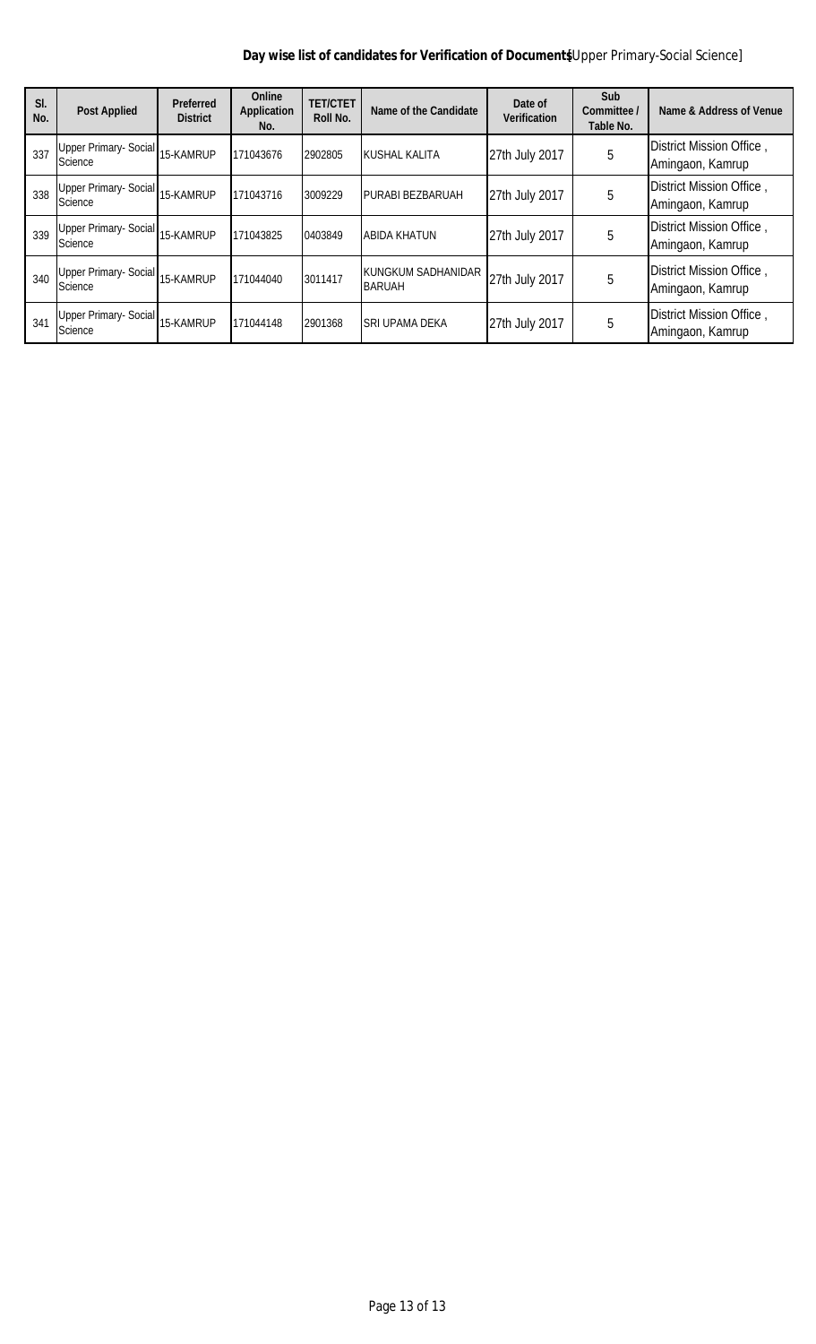**Day wise list of candidates for Verification of Documents** [Upper Primary-Social Science]

| Sl. No. | Post Applied | Preferred District | Online Application No. | TET/CTET Roll No. | Name of the Candidate | Date of Verification | Sub Committee / Table No. | Name & Address of Venue |
|---|---|---|---|---|---|---|---|---|
| 337 | Upper Primary- Social Science | 15-KAMRUP | 171043676 | 2902805 | KUSHAL KALITA | 27th July 2017 | 5 | District Mission Office , Amingaon, Kamrup |
| 338 | Upper Primary- Social Science | 15-KAMRUP | 171043716 | 3009229 | PURABI BEZBARUAH | 27th July 2017 | 5 | District Mission Office , Amingaon, Kamrup |
| 339 | Upper Primary- Social Science | 15-KAMRUP | 171043825 | 0403849 | ABIDA KHATUN | 27th July 2017 | 5 | District Mission Office , Amingaon, Kamrup |
| 340 | Upper Primary- Social Science | 15-KAMRUP | 171044040 | 3011417 | KUNGKUM SADHANIDAR BARUAH | 27th July 2017 | 5 | District Mission Office , Amingaon, Kamrup |
| 341 | Upper Primary- Social Science | 15-KAMRUP | 171044148 | 2901368 | SRI UPAMA DEKA | 27th July 2017 | 5 | District Mission Office , Amingaon, Kamrup |